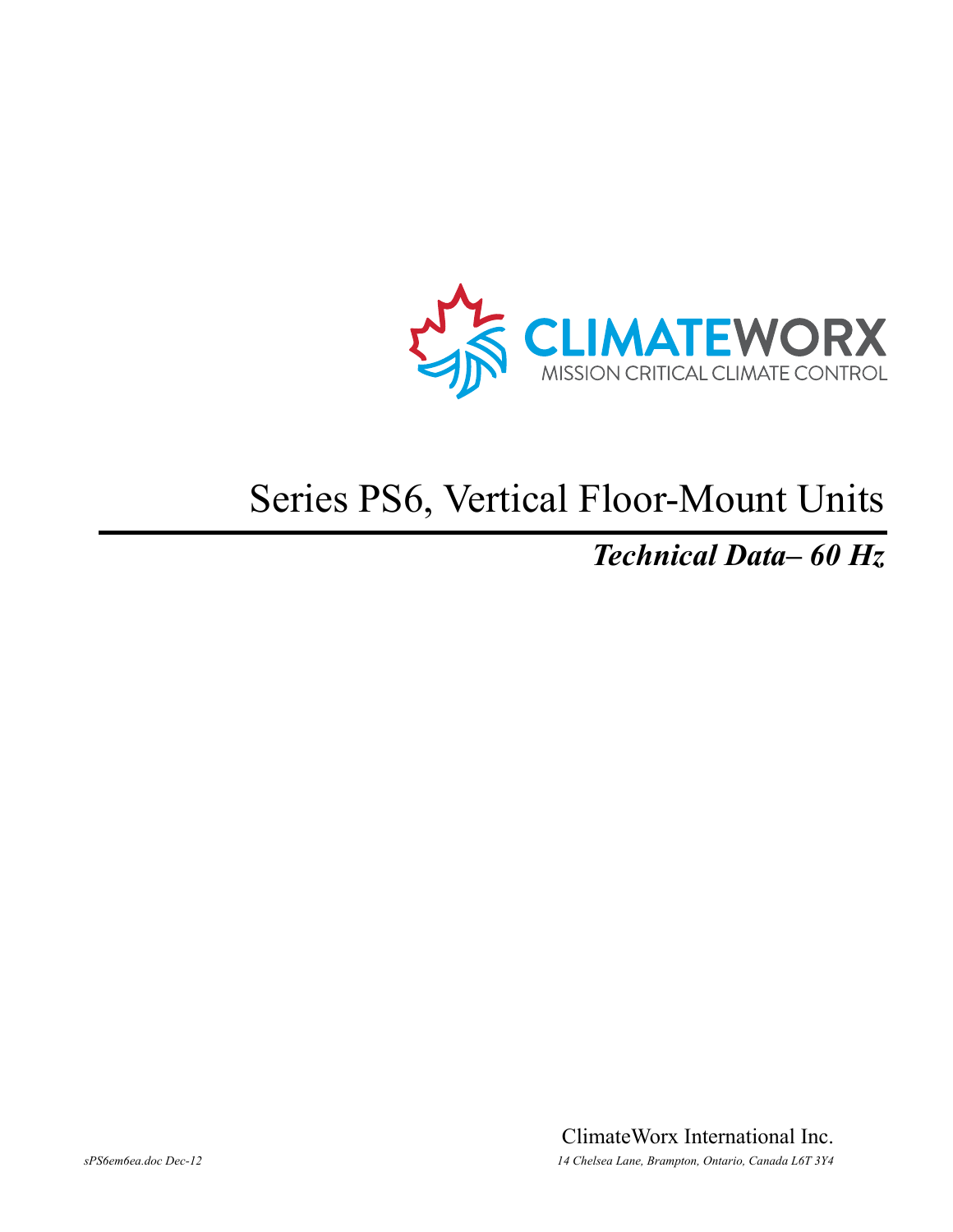CLIMATEWORX

MISSION CRITICAL CLIMATE CONTROL

# Series PS6, Vertical Floor-Mount Units

## *Technical Data– 60 Hz*

ClimateWorx International Inc.

*sPS6em6ea.doc Dec-12*

*14 Chelsea Lane, Brampton, Ontario, Canada L6T 3Y4*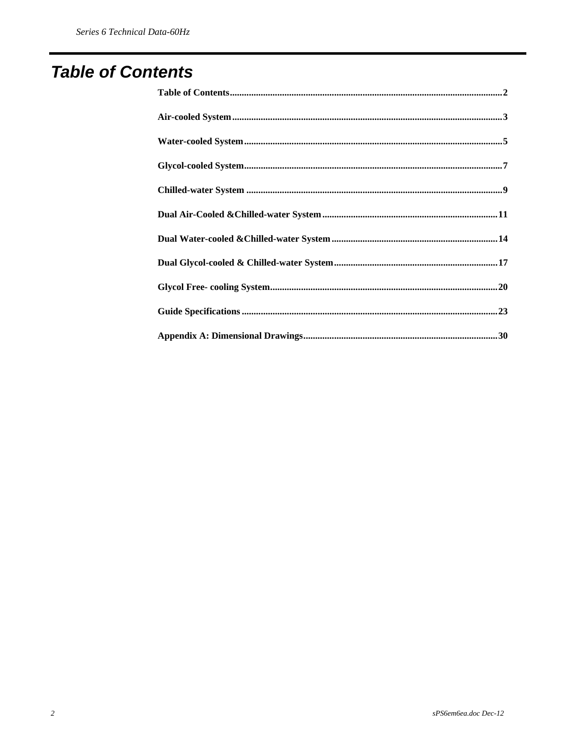# Table of Contents

**Table of Contents** .......... **2**

**Air-cooled System** .......... **3**

**Water-cooled System** .......... **5**

**Glycol-cooled System** .......... **7**

**Chilled-water System** .......... **9**

**Dual Air-Cooled &Chilled-water System** .......... **11**

**Dual Water-cooled &Chilled-water System** .......... **14**

**Dual Glycol-cooled & Chilled-water System** .......... **17**

**Glycol Free- cooling System** .......... **20**

**Guide Specifications** .......... **23**

**Appendix A: Dimensional Drawings** .......... **30**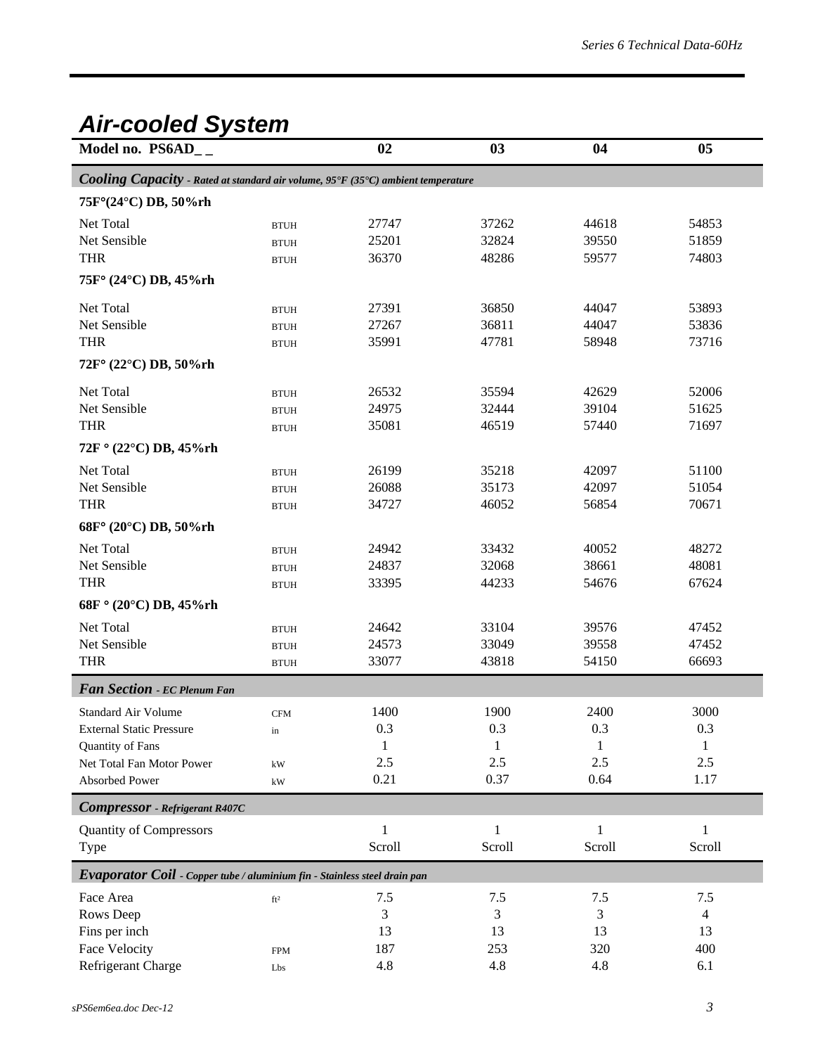## *Air-cooled System*

| Model no. PS6AD_ _ | | 02 | 03 | 04 | 05 |
|---|---|---|---|---|---|
| ***Cooling Capacity** - Rated at standard air volume, 95°F (35°C) ambient temperature* | | | | | |
| **75F°(24°C) DB, 50%rh** | | | | | |
| Net Total | BTUH | 27747 | 37262 | 44618 | 54853 |
| Net Sensible | BTUH | 25201 | 32824 | 39550 | 51859 |
| THR | BTUH | 36370 | 48286 | 59577 | 74803 |
| **75F° (24°C) DB, 45%rh** | | | | | |
| Net Total | BTUH | 27391 | 36850 | 44047 | 53893 |
| Net Sensible | BTUH | 27267 | 36811 | 44047 | 53836 |
| THR | BTUH | 35991 | 47781 | 58948 | 73716 |
| **72F° (22°C) DB, 50%rh** | | | | | |
| Net Total | BTUH | 26532 | 35594 | 42629 | 52006 |
| Net Sensible | BTUH | 24975 | 32444 | 39104 | 51625 |
| THR | BTUH | 35081 | 46519 | 57440 | 71697 |
| **72F ° (22°C) DB, 45%rh** | | | | | |
| Net Total | BTUH | 26199 | 35218 | 42097 | 51100 |
| Net Sensible | BTUH | 26088 | 35173 | 42097 | 51054 |
| THR | BTUH | 34727 | 46052 | 56854 | 70671 |
| **68F° (20°C) DB, 50%rh** | | | | | |
| Net Total | BTUH | 24942 | 33432 | 40052 | 48272 |
| Net Sensible | BTUH | 24837 | 32068 | 38661 | 48081 |
| THR | BTUH | 33395 | 44233 | 54676 | 67624 |
| **68F ° (20°C) DB, 45%rh** | | | | | |
| Net Total | BTUH | 24642 | 33104 | 39576 | 47452 |
| Net Sensible | BTUH | 24573 | 33049 | 39558 | 47452 |
| THR | BTUH | 33077 | 43818 | 54150 | 66693 |
| ***Fan Section** - EC Plenum Fan* | | | | | |
| Standard Air Volume | CFM | 1400 | 1900 | 2400 | 3000 |
| External Static Pressure | in | 0.3 | 0.3 | 0.3 | 0.3 |
| Quantity of Fans | | 1 | 1 | 1 | 1 |
| Net Total Fan Motor Power | kW | 2.5 | 2.5 | 2.5 | 2.5 |
| Absorbed Power | kW | 0.21 | 0.37 | 0.64 | 1.17 |
| ***Compressor** - Refrigerant R407C* | | | | | |
| Quantity of Compressors | | 1 | 1 | 1 | 1 |
| Type | | Scroll | Scroll | Scroll | Scroll |
| ***Evaporator Coil** - Copper tube / aluminium fin - Stainless steel drain pan* | | | | | |
| Face Area | ft² | 7.5 | 7.5 | 7.5 | 7.5 |
| Rows Deep | | 3 | 3 | 3 | 4 |
| Fins per inch | | 13 | 13 | 13 | 13 |
| Face Velocity | FPM | 187 | 253 | 320 | 400 |
| Refrigerant Charge | Lbs | 4.8 | 4.8 | 4.8 | 6.1 |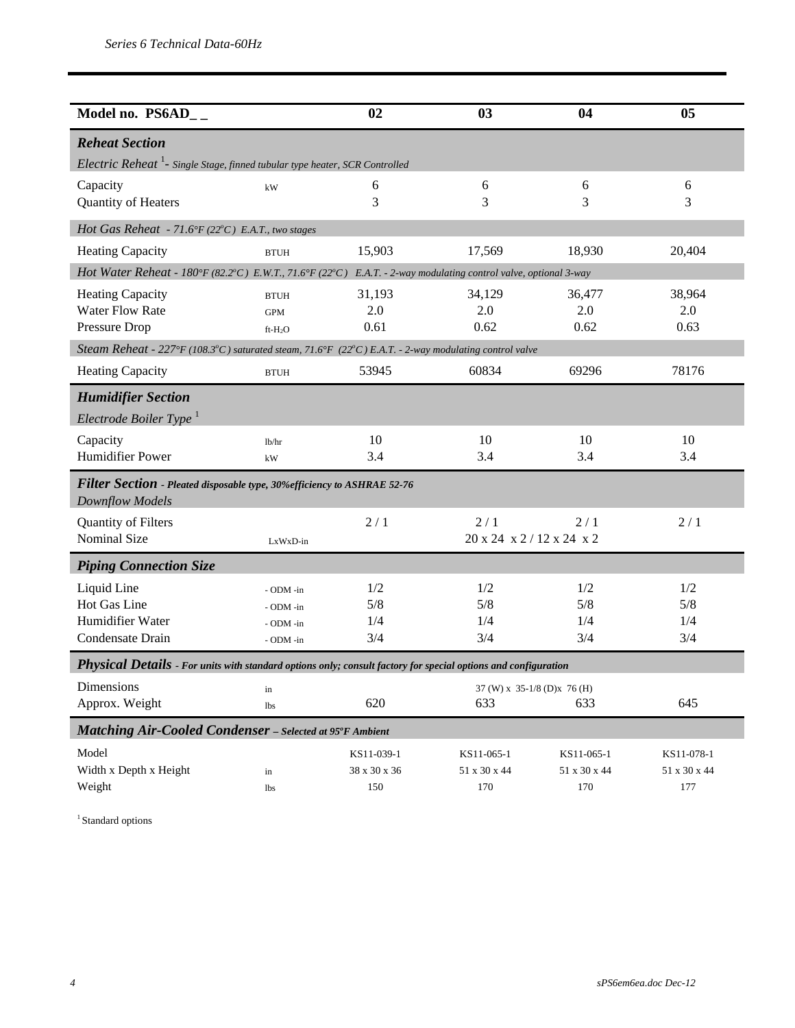| Model no. PS6AD_ _ | | 02 | 03 | 04 | 05 |
|---|---|---|---|---|---|
| ***Reheat Section*** | | | | | |
| *Electric Reheat* [1] *- Single Stage, finned tubular type heater, SCR Controlled* | | | | | |
| Capacity | kW | 6 | 6 | 6 | 6 |
| Quantity of Heaters | | 3 | 3 | 3 | 3 |
| *Hot Gas Reheat - 71.6°F (22°C) E.A.T., two stages* | | | | | |
| Heating Capacity | BTUH | 15,903 | 17,569 | 18,930 | 20,404 |
| *Hot Water Reheat - 180°F (82.2°C) E.W.T., 71.6°F (22°C) E.A.T. - 2-way modulating control valve, optional 3-way* | | | | | |
| Heating Capacity | BTUH | 31,193 | 34,129 | 36,477 | 38,964 |
| Water Flow Rate | GPM | 2.0 | 2.0 | 2.0 | 2.0 |
| Pressure Drop | ft-$H_2O$ | 0.61 | 0.62 | 0.62 | 0.63 |
| *Steam Reheat - 227°F (108.3°C) saturated steam, 71.6°F (22°C) E.A.T. - 2-way modulating control valve* | | | | | |
| Heating Capacity | BTUH | 53945 | 60834 | 69296 | 78176 |
| ***Humidifier Section*** | | | | | |
| *Electrode Boiler Type* [1] | | | | | |
| Capacity | lb/hr | 10 | 10 | 10 | 10 |
| Humidifier Power | kW | 3.4 | 3.4 | 3.4 | 3.4 |
| ***Filter Section*** *- Pleated disposable type, 30%efficiency to ASHRAE 52-76* | | | | | |
| *Downflow Models* | | | | | |
| Quantity of Filters | | 2 / 1 | 2 / 1 | 2 / 1 | 2 / 1 |
| Nominal Size | LxWxD-in | 20 x 24 x 2 / 12 x 24 x 2 | | | |
| ***Piping Connection Size*** | | | | | |
| Liquid Line | - ODM -in | 1/2 | 1/2 | 1/2 | 1/2 |
| Hot Gas Line | - ODM -in | 5/8 | 5/8 | 5/8 | 5/8 |
| Humidifier Water | - ODM -in | 1/4 | 1/4 | 1/4 | 1/4 |
| Condensate Drain | - ODM -in | 3/4 | 3/4 | 3/4 | 3/4 |
| ***Physical Details*** *- For units with standard options only; consult factory for special options and configuration* | | | | | |
| Dimensions | in | 37 (W) x 35-1/8 (D)x 76 (H) | | | |
| Approx. Weight | lbs | 620 | 633 | 633 | 645 |
| ***Matching Air-Cooled Condenser*** *– Selected at 95°F Ambient* | | | | | |
| Model | | KS11-039-1 | KS11-065-1 | KS11-065-1 | KS11-078-1 |
| Width x Depth x Height | in | 38 x 30 x 36 | 51 x 30 x 44 | 51 x 30 x 44 | 51 x 30 x 44 |
| Weight | lbs | 150 | 170 | 170 | 177 |

[1] Standard options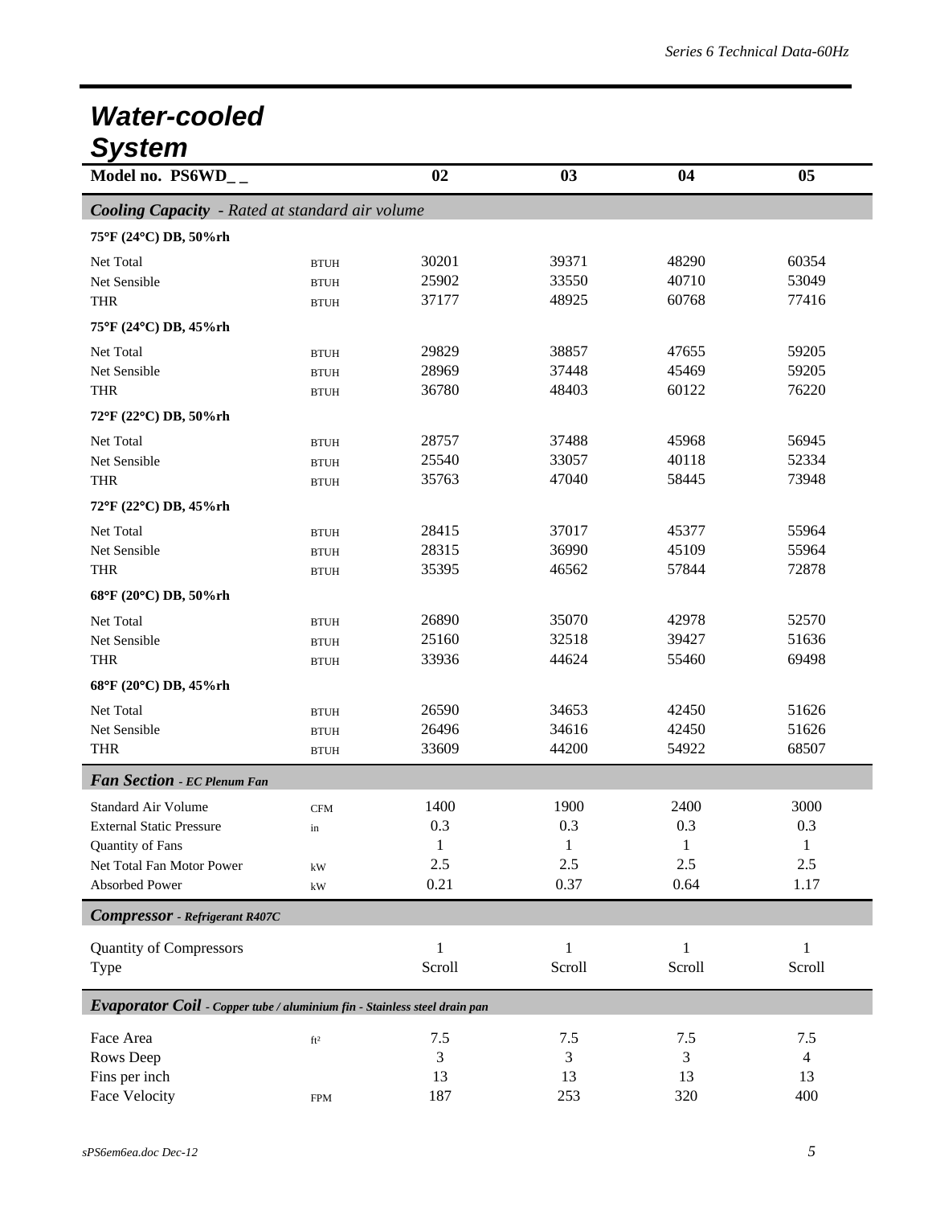# Water-cooled System

| Model no. PS6WD_ _ | | 02 | 03 | 04 | 05 |
|---|---|---|---|---|---|
| ***Cooling Capacity** - Rated at standard air volume* | | | | | |
| **75°F (24°C) DB, 50%rh** | | | | | |
| Net Total | BTUH | 30201 | 39371 | 48290 | 60354 |
| Net Sensible | BTUH | 25902 | 33550 | 40710 | 53049 |
| THR | BTUH | 37177 | 48925 | 60768 | 77416 |
| **75°F (24°C) DB, 45%rh** | | | | | |
| Net Total | BTUH | 29829 | 38857 | 47655 | 59205 |
| Net Sensible | BTUH | 28969 | 37448 | 45469 | 59205 |
| THR | BTUH | 36780 | 48403 | 60122 | 76220 |
| **72°F (22°C) DB, 50%rh** | | | | | |
| Net Total | BTUH | 28757 | 37488 | 45968 | 56945 |
| Net Sensible | BTUH | 25540 | 33057 | 40118 | 52334 |
| THR | BTUH | 35763 | 47040 | 58445 | 73948 |
| **72°F (22°C) DB, 45%rh** | | | | | |
| Net Total | BTUH | 28415 | 37017 | 45377 | 55964 |
| Net Sensible | BTUH | 28315 | 36990 | 45109 | 55964 |
| THR | BTUH | 35395 | 46562 | 57844 | 72878 |
| **68°F (20°C) DB, 50%rh** | | | | | |
| Net Total | BTUH | 26890 | 35070 | 42978 | 52570 |
| Net Sensible | BTUH | 25160 | 32518 | 39427 | 51636 |
| THR | BTUH | 33936 | 44624 | 55460 | 69498 |
| **68°F (20°C) DB, 45%rh** | | | | | |
| Net Total | BTUH | 26590 | 34653 | 42450 | 51626 |
| Net Sensible | BTUH | 26496 | 34616 | 42450 | 51626 |
| THR | BTUH | 33609 | 44200 | 54922 | 68507 |
| ***Fan Section** - EC Plenum Fan* | | | | | |
| Standard Air Volume | CFM | 1400 | 1900 | 2400 | 3000 |
| External Static Pressure | in | 0.3 | 0.3 | 0.3 | 0.3 |
| Quantity of Fans | | 1 | 1 | 1 | 1 |
| Net Total Fan Motor Power | kW | 2.5 | 2.5 | 2.5 | 2.5 |
| Absorbed Power | kW | 0.21 | 0.37 | 0.64 | 1.17 |
| ***Compressor** - Refrigerant R407C* | | | | | |
| Quantity of Compressors | | 1 | 1 | 1 | 1 |
| Type | | Scroll | Scroll | Scroll | Scroll |
| ***Evaporator Coil** - Copper tube / aluminium fin - Stainless steel drain pan* | | | | | |
| Face Area | ft² | 7.5 | 7.5 | 7.5 | 7.5 |
| Rows Deep | | 3 | 3 | 3 | 4 |
| Fins per inch | | 13 | 13 | 13 | 13 |
| Face Velocity | FPM | 187 | 253 | 320 | 400 |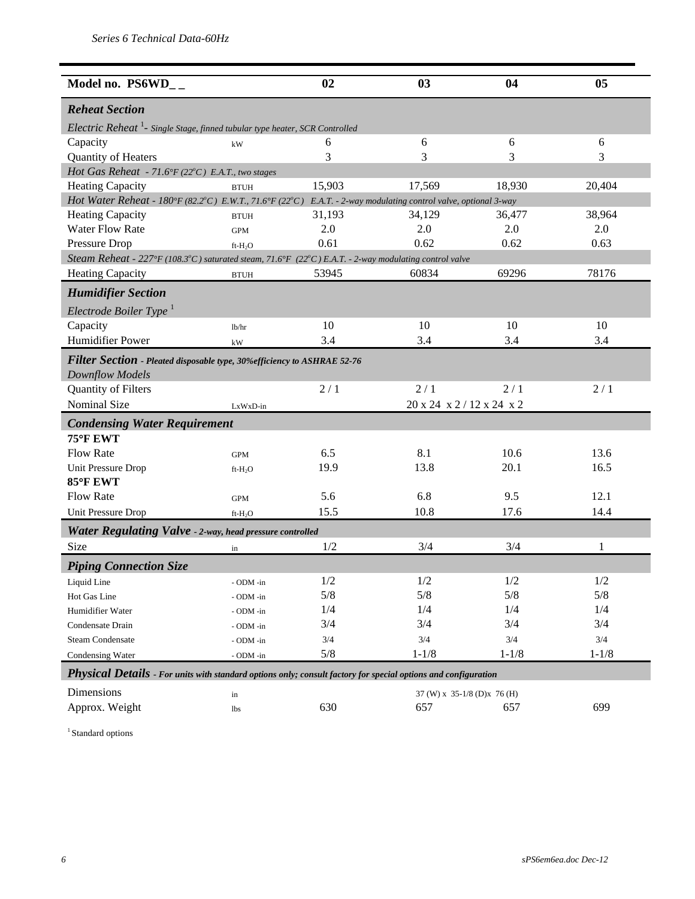Series 6 Technical Data-60Hz

| Model no. PS6WD_ _ | | 02 | 03 | 04 | 05 |
|---|---|---|---|---|---|
| ***Reheat Section*** | | | | | |
| *Electric Reheat* [1] *- Single Stage, finned tubular type heater, SCR Controlled* | | | | | |
| Capacity | kW | 6 | 6 | 6 | 6 |
| Quantity of Heaters | | 3 | 3 | 3 | 3 |
| *Hot Gas Reheat - 71.6°F (22°C) E.A.T., two stages* | | | | | |
| Heating Capacity | BTUH | 15,903 | 17,569 | 18,930 | 20,404 |
| *Hot Water Reheat - 180°F (82.2°C) E.W.T., 71.6°F (22°C) E.A.T. - 2-way modulating control valve, optional 3-way* | | | | | |
| Heating Capacity | BTUH | 31,193 | 34,129 | 36,477 | 38,964 |
| Water Flow Rate | GPM | 2.0 | 2.0 | 2.0 | 2.0 |
| Pressure Drop | ft-$H_2O$ | 0.61 | 0.62 | 0.62 | 0.63 |
| *Steam Reheat - 227°F (108.3°C) saturated steam, 71.6°F (22°C) E.A.T. - 2-way modulating control valve* | | | | | |
| Heating Capacity | BTUH | 53945 | 60834 | 69296 | 78176 |
| ***Humidifier Section*** | | | | | |
| *Electrode Boiler Type* [1] | | | | | |
| Capacity | lb/hr | 10 | 10 | 10 | 10 |
| Humidifier Power | kW | 3.4 | 3.4 | 3.4 | 3.4 |
| ***Filter Section*** *- Pleated disposable type, 30%efficiency to ASHRAE 52-76* | | | | | |
| *Downflow Models* | | | | | |
| Quantity of Filters | | 2 / 1 | 2 / 1 | 2 / 1 | 2 / 1 |
| Nominal Size | LxWxD-in | 20 x 24 x 2 / 12 x 24 x 2 | | | |
| ***Condensing Water Requirement*** | | | | | |
| **75°F EWT** | | | | | |
| Flow Rate | GPM | 6.5 | 8.1 | 10.6 | 13.6 |
| Unit Pressure Drop | ft-$H_2O$ | 19.9 | 13.8 | 20.1 | 16.5 |
| **85°F EWT** | | | | | |
| Flow Rate | GPM | 5.6 | 6.8 | 9.5 | 12.1 |
| Unit Pressure Drop | ft-$H_2O$ | 15.5 | 10.8 | 17.6 | 14.4 |
| ***Water Regulating Valve*** *- 2-way, head pressure controlled* | | | | | |
| Size | in | 1/2 | 3/4 | 3/4 | 1 |
| ***Piping Connection Size*** | | | | | |
| Liquid Line | - ODM -in | 1/2 | 1/2 | 1/2 | 1/2 |
| Hot Gas Line | - ODM -in | 5/8 | 5/8 | 5/8 | 5/8 |
| Humidifier Water | - ODM -in | 1/4 | 1/4 | 1/4 | 1/4 |
| Condensate Drain | - ODM -in | 3/4 | 3/4 | 3/4 | 3/4 |
| Steam Condensate | - ODM -in | 3/4 | 3/4 | 3/4 | 3/4 |
| Condensing Water | - ODM -in | 5/8 | 1-1/8 | 1-1/8 | 1-1/8 |
| ***Physical Details*** *- For units with standard options only; consult factory for special options and configuration* | | | | | |
| Dimensions | in | 37 (W) x 35-1/8 (D)x 76 (H) | | | |
| Approx. Weight | lbs | 630 | 657 | 657 | 699 |

[1] Standard options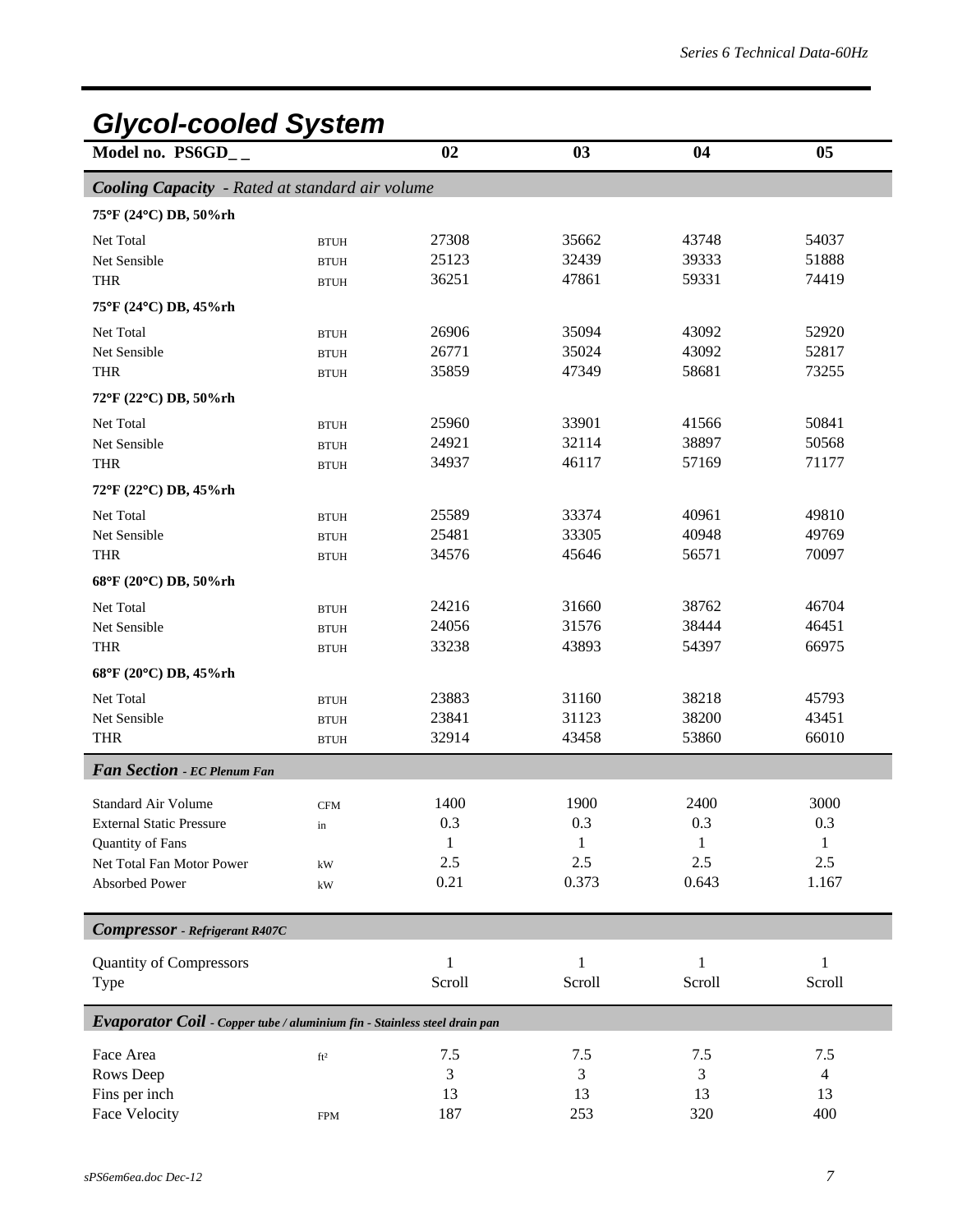## Glycol-cooled System

| Model no. PS6GD_ _ | | 02 | 03 | 04 | 05 |
|---|---|---|---|---|---|
| ***Cooling Capacity** - Rated at standard air volume* | | | | | |
| **75°F (24°C) DB, 50%rh** | | | | | |
| Net Total | BTUH | 27308 | 35662 | 43748 | 54037 |
| Net Sensible | BTUH | 25123 | 32439 | 39333 | 51888 |
| THR | BTUH | 36251 | 47861 | 59331 | 74419 |
| **75°F (24°C) DB, 45%rh** | | | | | |
| Net Total | BTUH | 26906 | 35094 | 43092 | 52920 |
| Net Sensible | BTUH | 26771 | 35024 | 43092 | 52817 |
| THR | BTUH | 35859 | 47349 | 58681 | 73255 |
| **72°F (22°C) DB, 50%rh** | | | | | |
| Net Total | BTUH | 25960 | 33901 | 41566 | 50841 |
| Net Sensible | BTUH | 24921 | 32114 | 38897 | 50568 |
| THR | BTUH | 34937 | 46117 | 57169 | 71177 |
| **72°F (22°C) DB, 45%rh** | | | | | |
| Net Total | BTUH | 25589 | 33374 | 40961 | 49810 |
| Net Sensible | BTUH | 25481 | 33305 | 40948 | 49769 |
| THR | BTUH | 34576 | 45646 | 56571 | 70097 |
| **68°F (20°C) DB, 50%rh** | | | | | |
| Net Total | BTUH | 24216 | 31660 | 38762 | 46704 |
| Net Sensible | BTUH | 24056 | 31576 | 38444 | 46451 |
| THR | BTUH | 33238 | 43893 | 54397 | 66975 |
| **68°F (20°C) DB, 45%rh** | | | | | |
| Net Total | BTUH | 23883 | 31160 | 38218 | 45793 |
| Net Sensible | BTUH | 23841 | 31123 | 38200 | 43451 |
| THR | BTUH | 32914 | 43458 | 53860 | 66010 |
| ***Fan Section** - EC Plenum Fan* | | | | | |
| Standard Air Volume | CFM | 1400 | 1900 | 2400 | 3000 |
| External Static Pressure | in | 0.3 | 0.3 | 0.3 | 0.3 |
| Quantity of Fans | | 1 | 1 | 1 | 1 |
| Net Total Fan Motor Power | kW | 2.5 | 2.5 | 2.5 | 2.5 |
| Absorbed Power | kW | 0.21 | 0.373 | 0.643 | 1.167 |
| ***Compressor** - Refrigerant R407C* | | | | | |
| Quantity of Compressors | | 1 | 1 | 1 | 1 |
| Type | | Scroll | Scroll | Scroll | Scroll |
| ***Evaporator Coil** - Copper tube / aluminium fin - Stainless steel drain pan* | | | | | |
| Face Area | ft² | 7.5 | 7.5 | 7.5 | 7.5 |
| Rows Deep | | 3 | 3 | 3 | 4 |
| Fins per inch | | 13 | 13 | 13 | 13 |
| Face Velocity | FPM | 187 | 253 | 320 | 400 |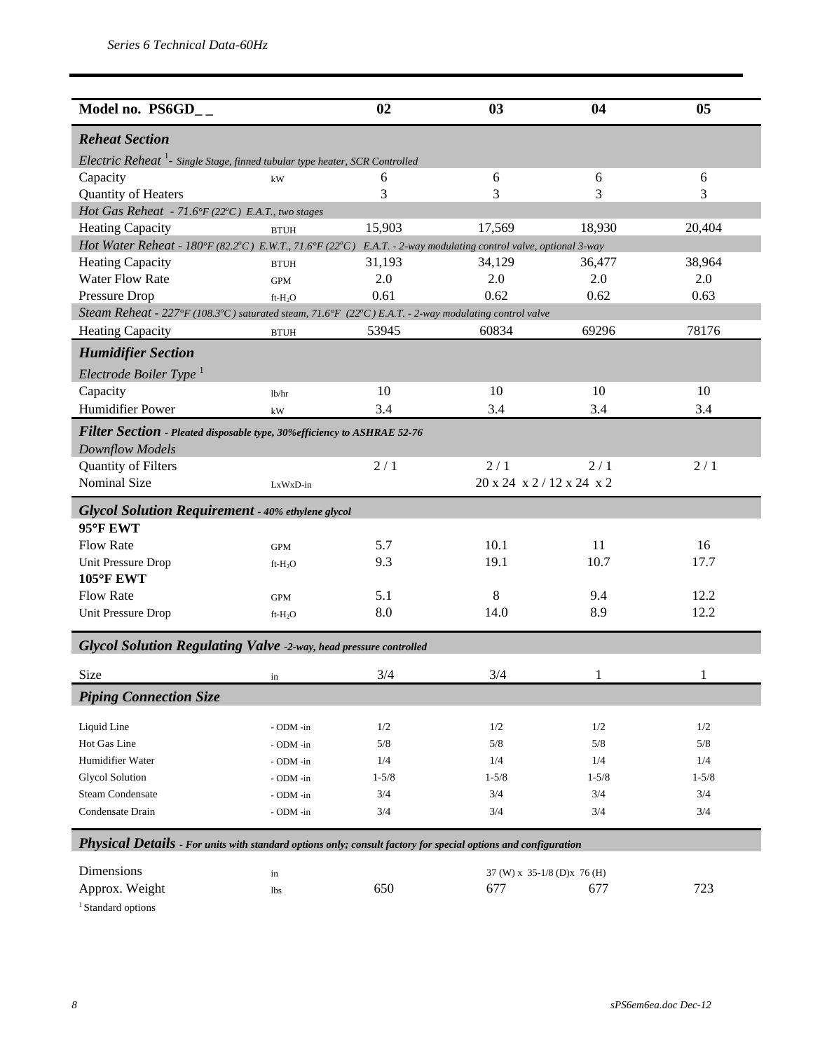| Model no. PS6GD_ _ | | 02 | 03 | 04 | 05 |
|---|---|---|---|---|---|
| ***Reheat Section*** | | | | | |
| *Electric Reheat* [1]- *Single Stage, finned tubular type heater, SCR Controlled* | | | | | |
| Capacity | kW | 6 | 6 | 6 | 6 |
| Quantity of Heaters | | 3 | 3 | 3 | 3 |
| *Hot Gas Reheat - 71.6°F (22°C) E.A.T., two stages* | | | | | |
| Heating Capacity | BTUH | 15,903 | 17,569 | 18,930 | 20,404 |
| *Hot Water Reheat - 180°F (82.2°C) E.W.T., 71.6°F (22°C) E.A.T. - 2-way modulating control valve, optional 3-way* | | | | | |
| Heating Capacity | BTUH | 31,193 | 34,129 | 36,477 | 38,964 |
| Water Flow Rate | GPM | 2.0 | 2.0 | 2.0 | 2.0 |
| Pressure Drop | ft-$H_2O$ | 0.61 | 0.62 | 0.62 | 0.63 |
| *Steam Reheat - 227°F (108.3°C) saturated steam, 71.6°F (22°C) E.A.T. - 2-way modulating control valve* | | | | | |
| Heating Capacity | BTUH | 53945 | 60834 | 69296 | 78176 |
| ***Humidifier Section*** | | | | | |
| *Electrode Boiler Type* [1] | | | | | |
| Capacity | lb/hr | 10 | 10 | 10 | 10 |
| Humidifier Power | kW | 3.4 | 3.4 | 3.4 | 3.4 |
| ***Filter Section*** *- Pleated disposable type, 30%efficiency to ASHRAE 52-76* | | | | | |
| *Downflow Models* | | | | | |
| Quantity of Filters | | 2 / 1 | 2 / 1 | 2 / 1 | 2 / 1 |
| Nominal Size | LxWxD-in | | 20 x 24 x 2 / 12 x 24 x 2 | | |
| ***Glycol Solution Requirement*** *- 40% ethylene glycol* | | | | | |
| **95°F EWT** | | | | | |
| Flow Rate | GPM | 5.7 | 10.1 | 11 | 16 |
| Unit Pressure Drop | ft-$H_2O$ | 9.3 | 19.1 | 10.7 | 17.7 |
| **105°F EWT** | | | | | |
| Flow Rate | GPM | 5.1 | 8 | 9.4 | 12.2 |
| Unit Pressure Drop | ft-$H_2O$ | 8.0 | 14.0 | 8.9 | 12.2 |
| ***Glycol Solution Regulating Valve*** *-2-way, head pressure controlled* | | | | | |
| Size | in | 3/4 | 3/4 | 1 | 1 |
| ***Piping Connection Size*** | | | | | |
| Liquid Line | - ODM -in | 1/2 | 1/2 | 1/2 | 1/2 |
| Hot Gas Line | - ODM -in | 5/8 | 5/8 | 5/8 | 5/8 |
| Humidifier Water | - ODM -in | 1/4 | 1/4 | 1/4 | 1/4 |
| Glycol Solution | - ODM -in | 1-5/8 | 1-5/8 | 1-5/8 | 1-5/8 |
| Steam Condensate | - ODM -in | 3/4 | 3/4 | 3/4 | 3/4 |
| Condensate Drain | - ODM -in | 3/4 | 3/4 | 3/4 | 3/4 |
| ***Physical Details*** *- For units with standard options only; consult factory for special options and configuration* | | | | | |
| Dimensions | in | | 37 (W) x 35-1/8 (D)x 76 (H) | | |
| Approx. Weight | lbs | 650 | 677 | 677 | 723 |

[1] Standard options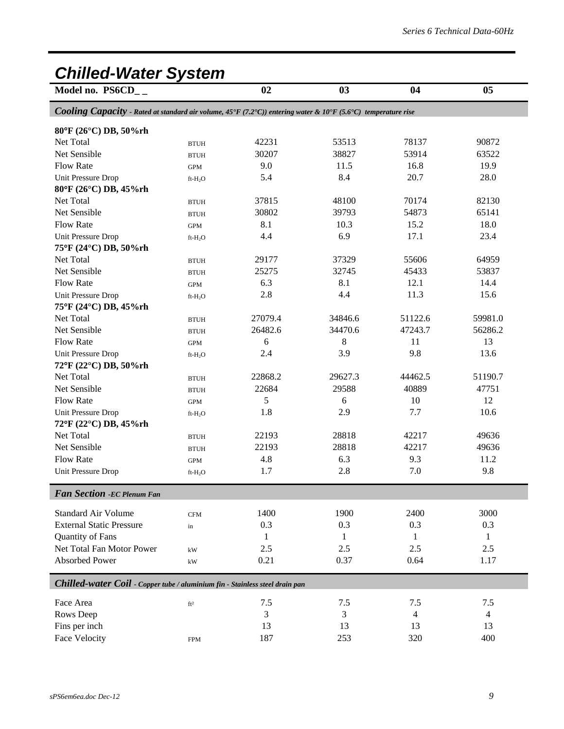# Chilled-Water System

| Model no. PS6CD_ _ | | 02 | 03 | 04 | 05 |
|---|---|---|---|---|---|
| ***Cooling Capacity** - Rated at standard air volume, 45°F (7.2°C)) entering water & 10°F (5.6°C) temperature rise* | | | | | |
| **80°F (26°C) DB, 50%rh** | | | | | |
| Net Total | BTUH | 42231 | 53513 | 78137 | 90872 |
| Net Sensible | BTUH | 30207 | 38827 | 53914 | 63522 |
| Flow Rate | GPM | 9.0 | 11.5 | 16.8 | 19.9 |
| Unit Pressure Drop | ft-$H_2O$ | 5.4 | 8.4 | 20.7 | 28.0 |
| **80°F (26°C) DB, 45%rh** | | | | | |
| Net Total | BTUH | 37815 | 48100 | 70174 | 82130 |
| Net Sensible | BTUH | 30802 | 39793 | 54873 | 65141 |
| Flow Rate | GPM | 8.1 | 10.3 | 15.2 | 18.0 |
| Unit Pressure Drop | ft-$H_2O$ | 4.4 | 6.9 | 17.1 | 23.4 |
| **75°F (24°C) DB, 50%rh** | | | | | |
| Net Total | BTUH | 29177 | 37329 | 55606 | 64959 |
| Net Sensible | BTUH | 25275 | 32745 | 45433 | 53837 |
| Flow Rate | GPM | 6.3 | 8.1 | 12.1 | 14.4 |
| Unit Pressure Drop | ft-$H_2O$ | 2.8 | 4.4 | 11.3 | 15.6 |
| **75°F (24°C) DB, 45%rh** | | | | | |
| Net Total | BTUH | 27079.4 | 34846.6 | 51122.6 | 59981.0 |
| Net Sensible | BTUH | 26482.6 | 34470.6 | 47243.7 | 56286.2 |
| Flow Rate | GPM | 6 | 8 | 11 | 13 |
| Unit Pressure Drop | ft-$H_2O$ | 2.4 | 3.9 | 9.8 | 13.6 |
| **72°F (22°C) DB, 50%rh** | | | | | |
| Net Total | BTUH | 22868.2 | 29627.3 | 44462.5 | 51190.7 |
| Net Sensible | BTUH | 22684 | 29588 | 40889 | 47751 |
| Flow Rate | GPM | 5 | 6 | 10 | 12 |
| Unit Pressure Drop | ft-$H_2O$ | 1.8 | 2.9 | 7.7 | 10.6 |
| **72°F (22°C) DB, 45%rh** | | | | | |
| Net Total | BTUH | 22193 | 28818 | 42217 | 49636 |
| Net Sensible | BTUH | 22193 | 28818 | 42217 | 49636 |
| Flow Rate | GPM | 4.8 | 6.3 | 9.3 | 11.2 |
| Unit Pressure Drop | ft-$H_2O$ | 1.7 | 2.8 | 7.0 | 9.8 |
| ***Fan Section** -EC Plenum Fan* | | | | | |
| Standard Air Volume | CFM | 1400 | 1900 | 2400 | 3000 |
| External Static Pressure | in | 0.3 | 0.3 | 0.3 | 0.3 |
| Quantity of Fans | | 1 | 1 | 1 | 1 |
| Net Total Fan Motor Power | kW | 2.5 | 2.5 | 2.5 | 2.5 |
| Absorbed Power | kW | 0.21 | 0.37 | 0.64 | 1.17 |
| ***Chilled-water Coil** - Copper tube / aluminium fin - Stainless steel drain pan* | | | | | |
| Face Area | ft² | 7.5 | 7.5 | 7.5 | 7.5 |
| Rows Deep | | 3 | 3 | 4 | 4 |
| Fins per inch | | 13 | 13 | 13 | 13 |
| Face Velocity | FPM | 187 | 253 | 320 | 400 |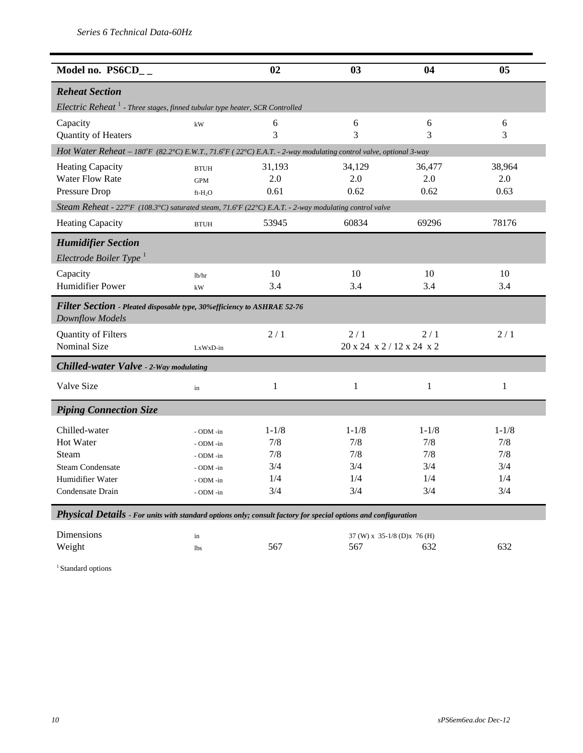*Series 6 Technical Data-60Hz*

| Model no. PS6CD_ _ | | 02 | 03 | 04 | 05 |
|---|---|---|---|---|---|
| ***Reheat Section*** | | | | | |
| *Electric Reheat* [1] *- Three stages, finned tubular type heater, SCR Controlled* | | | | | |
| Capacity | kW | 6 | 6 | 6 | 6 |
| Quantity of Heaters | | 3 | 3 | 3 | 3 |
| *Hot Water Reheat – 180ºF (82.2°C) E.W.T., 71.6ºF ( 22°C) E.A.T. - 2-way modulating control valve, optional 3-way* | | | | | |
| Heating Capacity | BTUH | 31,193 | 34,129 | 36,477 | 38,964 |
| Water Flow Rate | GPM | 2.0 | 2.0 | 2.0 | 2.0 |
| Pressure Drop | ft-$H_2O$ | 0.61 | 0.62 | 0.62 | 0.63 |
| *Steam Reheat - 227ºF (108.3°C) saturated steam, 71.6ºF (22°C) E.A.T. - 2-way modulating control valve* | | | | | |
| Heating Capacity | BTUH | 53945 | 60834 | 69296 | 78176 |
| ***Humidifier Section*** | | | | | |
| *Electrode Boiler Type* [1] | | | | | |
| Capacity | lb/hr | 10 | 10 | 10 | 10 |
| Humidifier Power | kW | 3.4 | 3.4 | 3.4 | 3.4 |
| ***Filter Section*** *- Pleated disposable type, 30%efficiency to ASHRAE 52-76* | | | | | |
| *Downflow Models* | | | | | |
| Quantity of Filters | | 2 / 1 | 2 / 1 | 2 / 1 | 2 / 1 |
| Nominal Size | LxWxD-in | 20 x 24 x 2 / 12 x 24 x 2 | | | |
| ***Chilled-water Valve*** *- 2-Way modulating* | | | | | |
| Valve Size | in | 1 | 1 | 1 | 1 |
| ***Piping Connection Size*** | | | | | |
| Chilled-water | - ODM -in | 1-1/8 | 1-1/8 | 1-1/8 | 1-1/8 |
| Hot Water | - ODM -in | 7/8 | 7/8 | 7/8 | 7/8 |
| Steam | - ODM -in | 7/8 | 7/8 | 7/8 | 7/8 |
| Steam Condensate | - ODM -in | 3/4 | 3/4 | 3/4 | 3/4 |
| Humidifier Water | - ODM -in | 1/4 | 1/4 | 1/4 | 1/4 |
| Condensate Drain | - ODM -in | 3/4 | 3/4 | 3/4 | 3/4 |
| ***Physical Details*** *- For units with standard options only; consult factory for special options and configuration* | | | | | |
| Dimensions | in | 37 (W) x 35-1/8 (D)x 76 (H) | | | |
| Weight | lbs | 567 | 567 | 632 | 632 |

[1] Standard options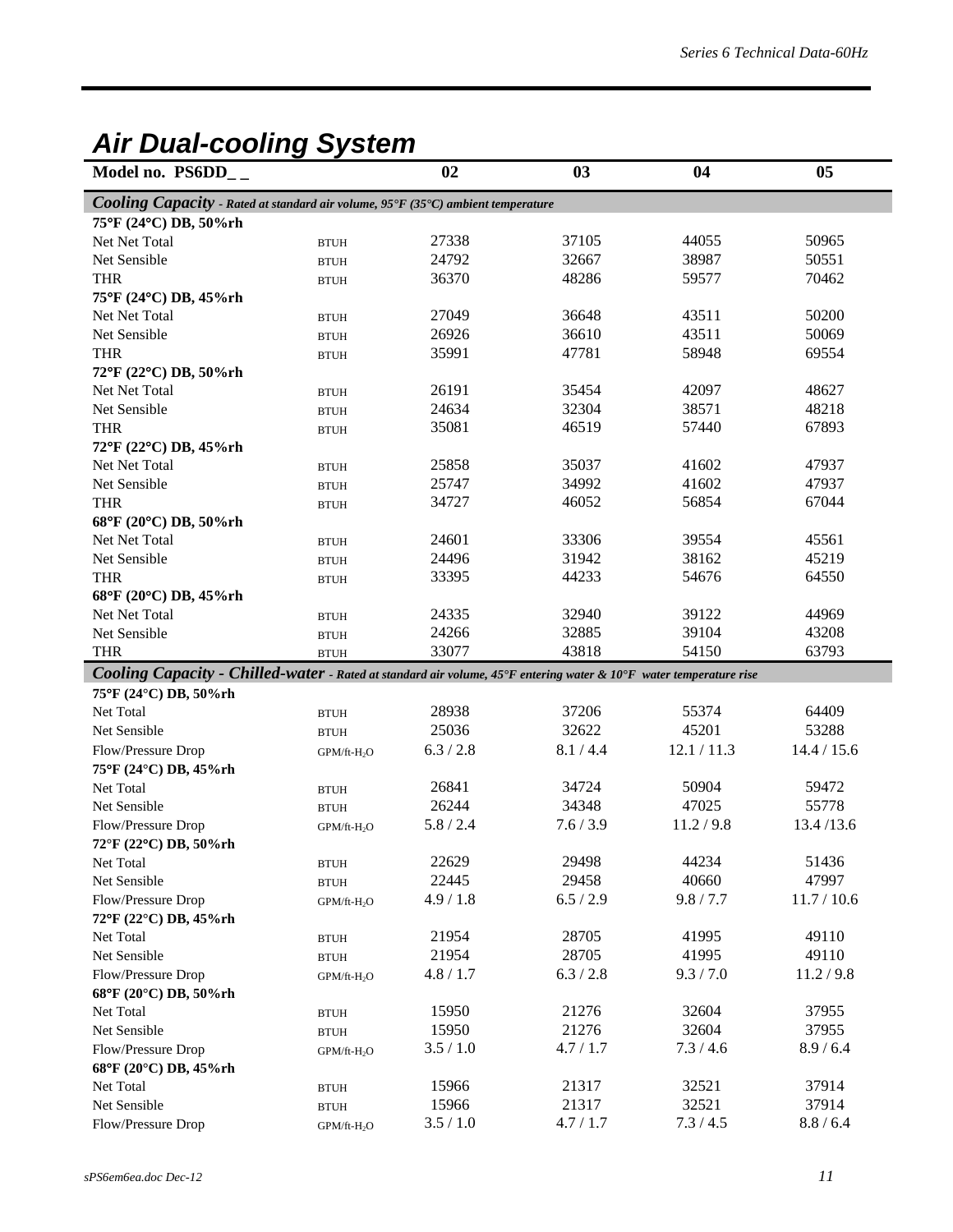# Air Dual-cooling System

| Model no. PS6DD_ _ | | 02 | 03 | 04 | 05 |
|---|---|---|---|---|---|
| ***Cooling Capacity** - Rated at standard air volume, 95°F (35°C) ambient temperature* | | | | | |
| **75°F (24°C) DB, 50%rh** | | | | | |
| Net Net Total | BTUH | 27338 | 37105 | 44055 | 50965 |
| Net Sensible | BTUH | 24792 | 32667 | 38987 | 50551 |
| THR | BTUH | 36370 | 48286 | 59577 | 70462 |
| **75°F (24°C) DB, 45%rh** | | | | | |
| Net Net Total | BTUH | 27049 | 36648 | 43511 | 50200 |
| Net Sensible | BTUH | 26926 | 36610 | 43511 | 50069 |
| THR | BTUH | 35991 | 47781 | 58948 | 69554 |
| **72°F (22°C) DB, 50%rh** | | | | | |
| Net Net Total | BTUH | 26191 | 35454 | 42097 | 48627 |
| Net Sensible | BTUH | 24634 | 32304 | 38571 | 48218 |
| THR | BTUH | 35081 | 46519 | 57440 | 67893 |
| **72°F (22°C) DB, 45%rh** | | | | | |
| Net Net Total | BTUH | 25858 | 35037 | 41602 | 47937 |
| Net Sensible | BTUH | 25747 | 34992 | 41602 | 47937 |
| THR | BTUH | 34727 | 46052 | 56854 | 67044 |
| **68°F (20°C) DB, 50%rh** | | | | | |
| Net Net Total | BTUH | 24601 | 33306 | 39554 | 45561 |
| Net Sensible | BTUH | 24496 | 31942 | 38162 | 45219 |
| THR | BTUH | 33395 | 44233 | 54676 | 64550 |
| **68°F (20°C) DB, 45%rh** | | | | | |
| Net Net Total | BTUH | 24335 | 32940 | 39122 | 44969 |
| Net Sensible | BTUH | 24266 | 32885 | 39104 | 43208 |
| THR | BTUH | 33077 | 43818 | 54150 | 63793 |
| ***Cooling Capacity - Chilled-water** - Rated at standard air volume, 45°F entering water & 10°F water temperature rise* | | | | | |
| **75°F (24°C) DB, 50%rh** | | | | | |
| Net Total | BTUH | 28938 | 37206 | 55374 | 64409 |
| Net Sensible | BTUH | 25036 | 32622 | 45201 | 53288 |
| Flow/Pressure Drop | GPM/ft-$H_2O$ | 6.3 / 2.8 | 8.1 / 4.4 | 12.1 / 11.3 | 14.4 / 15.6 |
| **75°F (24°C) DB, 45%rh** | | | | | |
| Net Total | BTUH | 26841 | 34724 | 50904 | 59472 |
| Net Sensible | BTUH | 26244 | 34348 | 47025 | 55778 |
| Flow/Pressure Drop | GPM/ft-$H_2O$ | 5.8 / 2.4 | 7.6 / 3.9 | 11.2 / 9.8 | 13.4 /13.6 |
| **72°F (22°C) DB, 50%rh** | | | | | |
| Net Total | BTUH | 22629 | 29498 | 44234 | 51436 |
| Net Sensible | BTUH | 22445 | 29458 | 40660 | 47997 |
| Flow/Pressure Drop | GPM/ft-$H_2O$ | 4.9 / 1.8 | 6.5 / 2.9 | 9.8 / 7.7 | 11.7 / 10.6 |
| **72°F (22°C) DB, 45%rh** | | | | | |
| Net Total | BTUH | 21954 | 28705 | 41995 | 49110 |
| Net Sensible | BTUH | 21954 | 28705 | 41995 | 49110 |
| Flow/Pressure Drop | GPM/ft-$H_2O$ | 4.8 / 1.7 | 6.3 / 2.8 | 9.3 / 7.0 | 11.2 / 9.8 |
| **68°F (20°C) DB, 50%rh** | | | | | |
| Net Total | BTUH | 15950 | 21276 | 32604 | 37955 |
| Net Sensible | BTUH | 15950 | 21276 | 32604 | 37955 |
| Flow/Pressure Drop | GPM/ft-$H_2O$ | 3.5 / 1.0 | 4.7 / 1.7 | 7.3 / 4.6 | 8.9 / 6.4 |
| **68°F (20°C) DB, 45%rh** | | | | | |
| Net Total | BTUH | 15966 | 21317 | 32521 | 37914 |
| Net Sensible | BTUH | 15966 | 21317 | 32521 | 37914 |
| Flow/Pressure Drop | GPM/ft-$H_2O$ | 3.5 / 1.0 | 4.7 / 1.7 | 7.3 / 4.5 | 8.8 / 6.4 |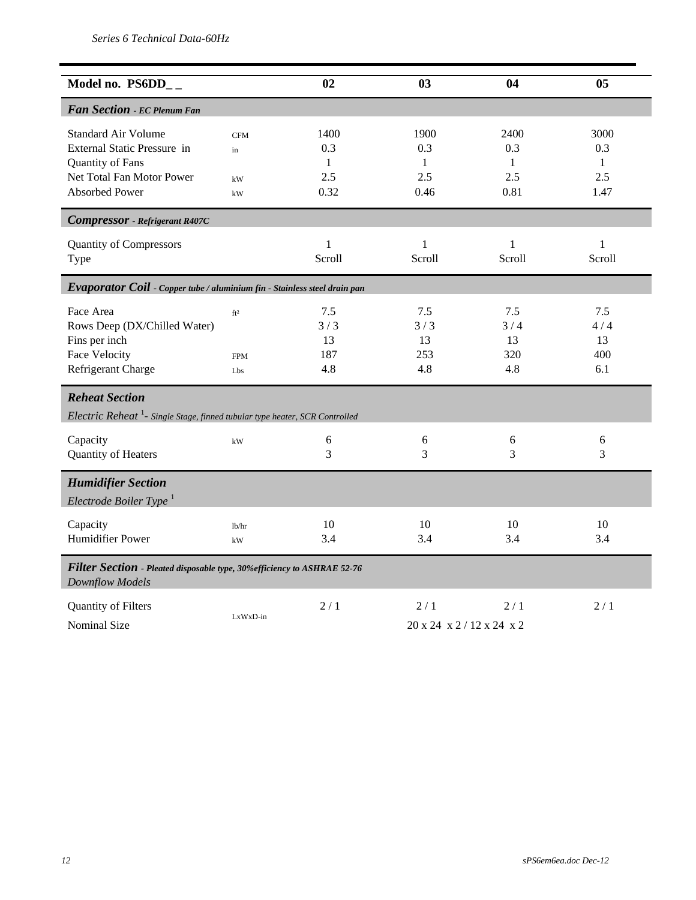*Series 6 Technical Data-60Hz*

| Model no. PS6DD_ _ | | 02 | 03 | 04 | 05 |
|---|---|---|---|---|---|
| ***Fan Section** - EC Plenum Fan* | | | | | |
| Standard Air Volume | CFM | 1400 | 1900 | 2400 | 3000 |
| External Static Pressure in | in | 0.3 | 0.3 | 0.3 | 0.3 |
| Quantity of Fans | | 1 | 1 | 1 | 1 |
| Net Total Fan Motor Power | kW | 2.5 | 2.5 | 2.5 | 2.5 |
| Absorbed Power | kW | 0.32 | 0.46 | 0.81 | 1.47 |
| ***Compressor** - Refrigerant R407C* | | | | | |
| Quantity of Compressors | | 1 | 1 | 1 | 1 |
| Type | | Scroll | Scroll | Scroll | Scroll |
| ***Evaporator Coil** - Copper tube / aluminium fin - Stainless steel drain pan* | | | | | |
| Face Area | ft² | 7.5 | 7.5 | 7.5 | 7.5 |
| Rows Deep (DX/Chilled Water) | | 3 / 3 | 3 / 3 | 3 / 4 | 4 / 4 |
| Fins per inch | | 13 | 13 | 13 | 13 |
| Face Velocity | FPM | 187 | 253 | 320 | 400 |
| Refrigerant Charge | Lbs | 4.8 | 4.8 | 4.8 | 6.1 |
| ***Reheat Section*** | | | | | |
| *Electric Reheat [1] - Single Stage, finned tubular type heater, SCR Controlled* | | | | | |
| Capacity | kW | 6 | 6 | 6 | 6 |
| Quantity of Heaters | | 3 | 3 | 3 | 3 |
| ***Humidifier Section*** | | | | | |
| *Electrode Boiler Type [1]* | | | | | |
| Capacity | lb/hr | 10 | 10 | 10 | 10 |
| Humidifier Power | kW | 3.4 | 3.4 | 3.4 | 3.4 |
| ***Filter Section** - Pleated disposable type, 30%efficiency to ASHRAE 52-76* | | | | | |
| *Downflow Models* | | | | | |
| Quantity of Filters | | 2 / 1 | 2 / 1 | 2 / 1 | 2 / 1 |
| Nominal Size | LxWxD-in | 20 x 24 x 2 / 12 x 24 x 2 | | | |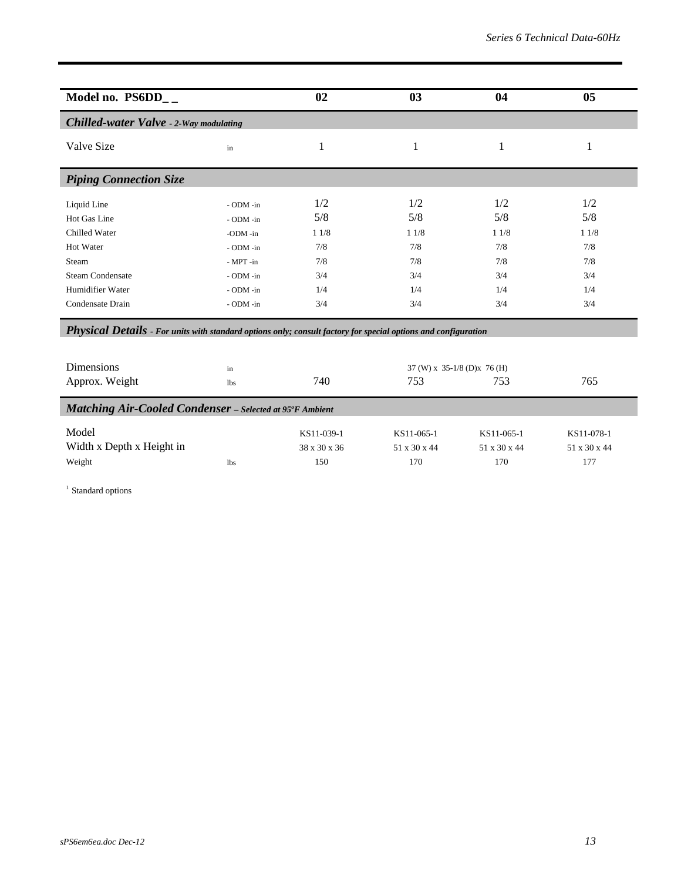| Model no. PS6DD_ _ | | 02 | 03 | 04 | 05 |
|---|---|---|---|---|---|
| ***Chilled-water Valve** - 2-Way modulating* | | | | | |
| Valve Size | in | 1 | 1 | 1 | 1 |
| ***Piping Connection Size*** | | | | | |
| Liquid Line | - ODM -in | 1/2 | 1/2 | 1/2 | 1/2 |
| Hot Gas Line | - ODM -in | 5/8 | 5/8 | 5/8 | 5/8 |
| Chilled Water | -ODM -in | 1 1/8 | 1 1/8 | 1 1/8 | 1 1/8 |
| Hot Water | - ODM -in | 7/8 | 7/8 | 7/8 | 7/8 |
| Steam | - MPT -in | 7/8 | 7/8 | 7/8 | 7/8 |
| Steam Condensate | - ODM -in | 3/4 | 3/4 | 3/4 | 3/4 |
| Humidifier Water | - ODM -in | 1/4 | 1/4 | 1/4 | 1/4 |
| Condensate Drain | - ODM -in | 3/4 | 3/4 | 3/4 | 3/4 |
| ***Physical Details** - For units with standard options only; consult factory for special options and configuration* | | | | | |
| Dimensions | in | 37 (W) x 35-1/8 (D)x 76 (H) | | | |
| Approx. Weight | lbs | 740 | 753 | 753 | 765 |
| ***Matching Air-Cooled Condenser** – Selected at 95ºF Ambient* | | | | | |
| Model | | KS11-039-1 | KS11-065-1 | KS11-065-1 | KS11-078-1 |
| Width x Depth x Height in | | 38 x 30 x 36 | 51 x 30 x 44 | 51 x 30 x 44 | 51 x 30 x 44 |
| Weight | lbs | 150 | 170 | 170 | 177 |

[1] Standard options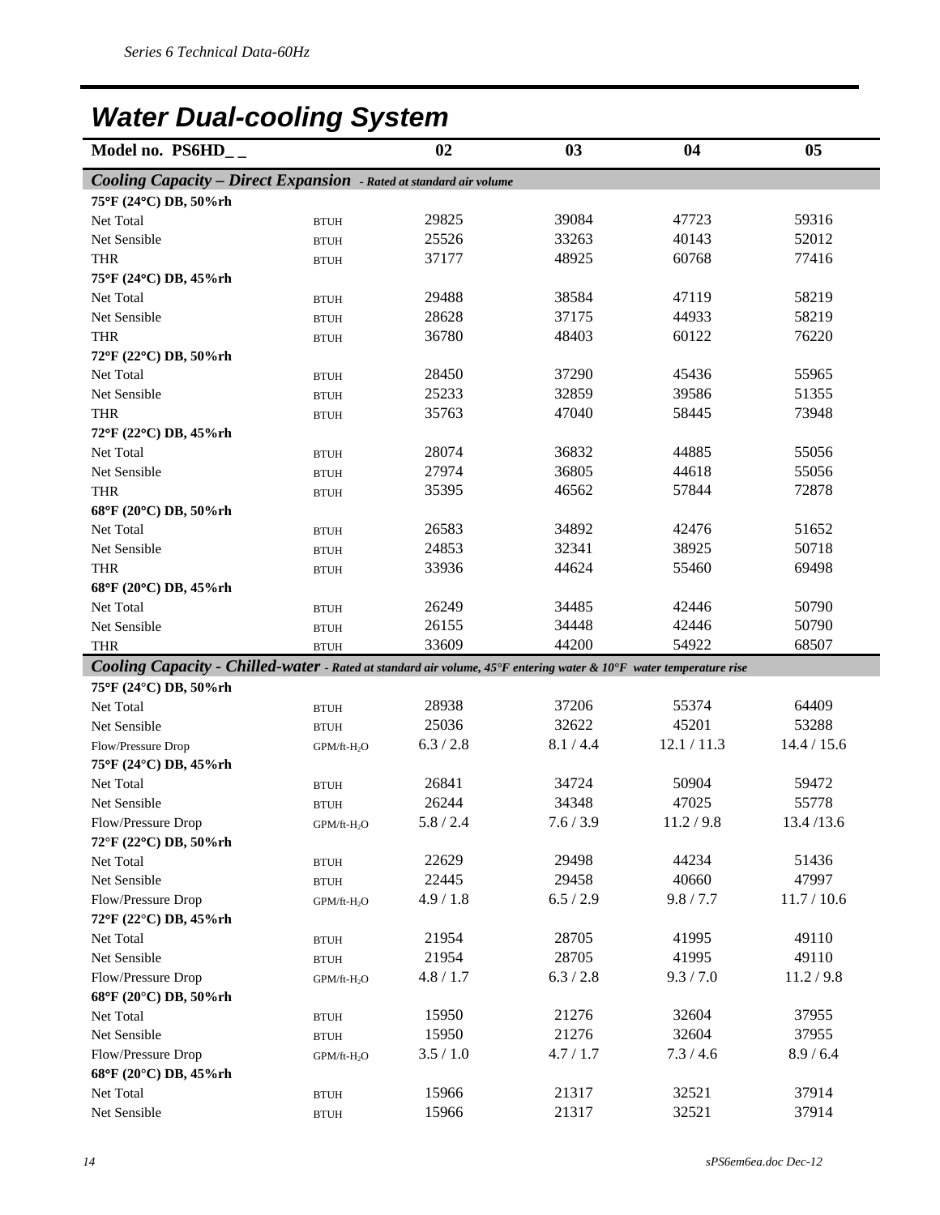# Water Dual-cooling System

| Model no. PS6HD_ _ | | 02 | 03 | 04 | 05 |
|---|---|---|---|---|---|
| ***Cooling Capacity – Direct Expansion** - Rated at standard air volume* | | | | | |
| **75°F (24°C) DB, 50%rh** | | | | | |
| Net Total | BTUH | 29825 | 39084 | 47723 | 59316 |
| Net Sensible | BTUH | 25526 | 33263 | 40143 | 52012 |
| THR | BTUH | 37177 | 48925 | 60768 | 77416 |
| **75°F (24°C) DB, 45%rh** | | | | | |
| Net Total | BTUH | 29488 | 38584 | 47119 | 58219 |
| Net Sensible | BTUH | 28628 | 37175 | 44933 | 58219 |
| THR | BTUH | 36780 | 48403 | 60122 | 76220 |
| **72°F (22°C) DB, 50%rh** | | | | | |
| Net Total | BTUH | 28450 | 37290 | 45436 | 55965 |
| Net Sensible | BTUH | 25233 | 32859 | 39586 | 51355 |
| THR | BTUH | 35763 | 47040 | 58445 | 73948 |
| **72°F (22°C) DB, 45%rh** | | | | | |
| Net Total | BTUH | 28074 | 36832 | 44885 | 55056 |
| Net Sensible | BTUH | 27974 | 36805 | 44618 | 55056 |
| THR | BTUH | 35395 | 46562 | 57844 | 72878 |
| **68°F (20°C) DB, 50%rh** | | | | | |
| Net Total | BTUH | 26583 | 34892 | 42476 | 51652 |
| Net Sensible | BTUH | 24853 | 32341 | 38925 | 50718 |
| THR | BTUH | 33936 | 44624 | 55460 | 69498 |
| **68°F (20°C) DB, 45%rh** | | | | | |
| Net Total | BTUH | 26249 | 34485 | 42446 | 50790 |
| Net Sensible | BTUH | 26155 | 34448 | 42446 | 50790 |
| THR | BTUH | 33609 | 44200 | 54922 | 68507 |
| ***Cooling Capacity - Chilled-water** - Rated at standard air volume, 45°F entering water & 10°F water temperature rise* | | | | | |
| **75°F (24°C) DB, 50%rh** | | | | | |
| Net Total | BTUH | 28938 | 37206 | 55374 | 64409 |
| Net Sensible | BTUH | 25036 | 32622 | 45201 | 53288 |
| Flow/Pressure Drop | GPM/ft-$H_2O$ | 6.3 / 2.8 | 8.1 / 4.4 | 12.1 / 11.3 | 14.4 / 15.6 |
| **75°F (24°C) DB, 45%rh** | | | | | |
| Net Total | BTUH | 26841 | 34724 | 50904 | 59472 |
| Net Sensible | BTUH | 26244 | 34348 | 47025 | 55778 |
| Flow/Pressure Drop | GPM/ft-$H_2O$ | 5.8 / 2.4 | 7.6 / 3.9 | 11.2 / 9.8 | 13.4 /13.6 |
| **72°F (22°C) DB, 50%rh** | | | | | |
| Net Total | BTUH | 22629 | 29498 | 44234 | 51436 |
| Net Sensible | BTUH | 22445 | 29458 | 40660 | 47997 |
| Flow/Pressure Drop | GPM/ft-$H_2O$ | 4.9 / 1.8 | 6.5 / 2.9 | 9.8 / 7.7 | 11.7 / 10.6 |
| **72°F (22°C) DB, 45%rh** | | | | | |
| Net Total | BTUH | 21954 | 28705 | 41995 | 49110 |
| Net Sensible | BTUH | 21954 | 28705 | 41995 | 49110 |
| Flow/Pressure Drop | GPM/ft-$H_2O$ | 4.8 / 1.7 | 6.3 / 2.8 | 9.3 / 7.0 | 11.2 / 9.8 |
| **68°F (20°C) DB, 50%rh** | | | | | |
| Net Total | BTUH | 15950 | 21276 | 32604 | 37955 |
| Net Sensible | BTUH | 15950 | 21276 | 32604 | 37955 |
| Flow/Pressure Drop | GPM/ft-$H_2O$ | 3.5 / 1.0 | 4.7 / 1.7 | 7.3 / 4.6 | 8.9 / 6.4 |
| **68°F (20°C) DB, 45%rh** | | | | | |
| Net Total | BTUH | 15966 | 21317 | 32521 | 37914 |
| Net Sensible | BTUH | 15966 | 21317 | 32521 | 37914 |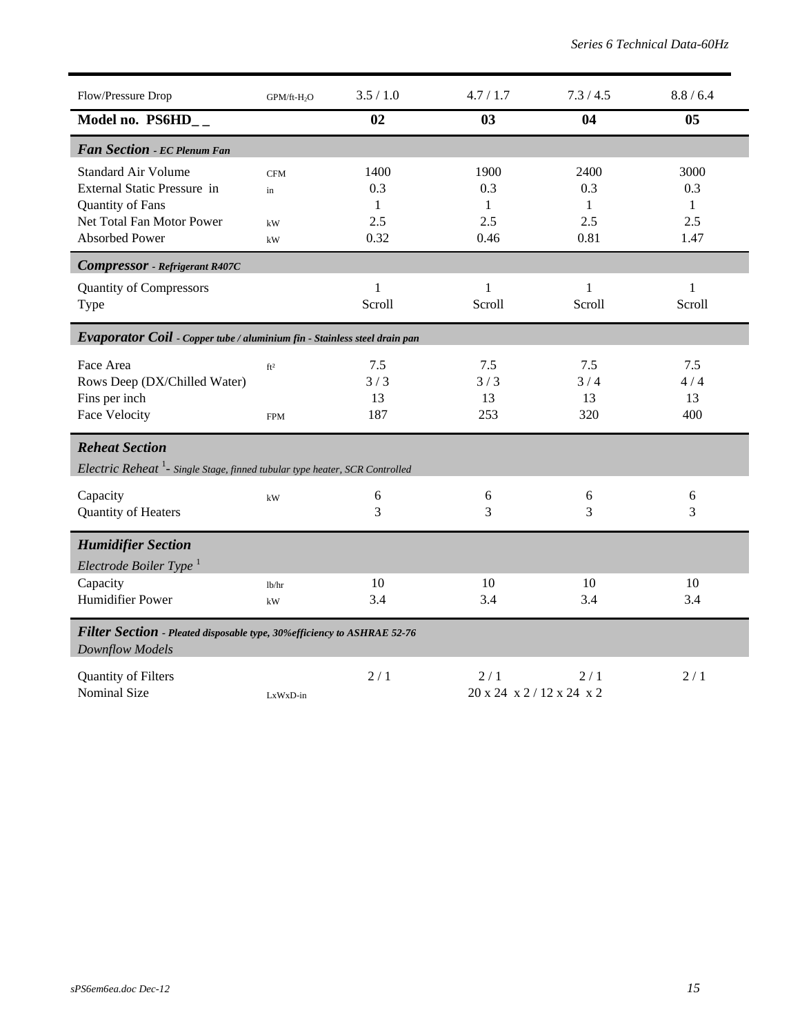| Flow/Pressure Drop | GPM/ft-$H_2O$ | 3.5 / 1.0 | 4.7 / 1.7 | 7.3 / 4.5 | 8.8 / 6.4 |
|---|---|---|---|---|---|
| **Model no. PS6HD_ _** | | **02** | **03** | **04** | **05** |
| ***Fan Section** - EC Plenum Fan* | | | | | |
| Standard Air Volume | CFM | 1400 | 1900 | 2400 | 3000 |
| External Static Pressure in | in | 0.3 | 0.3 | 0.3 | 0.3 |
| Quantity of Fans | | 1 | 1 | 1 | 1 |
| Net Total Fan Motor Power | kW | 2.5 | 2.5 | 2.5 | 2.5 |
| Absorbed Power | kW | 0.32 | 0.46 | 0.81 | 1.47 |
| ***Compressor** - Refrigerant R407C* | | | | | |
| Quantity of Compressors | | 1 | 1 | 1 | 1 |
| Type | | Scroll | Scroll | Scroll | Scroll |
| ***Evaporator Coil** - Copper tube / aluminium fin - Stainless steel drain pan* | | | | | |
| Face Area | ft² | 7.5 | 7.5 | 7.5 | 7.5 |
| Rows Deep (DX/Chilled Water) | | 3 / 3 | 3 / 3 | 3 / 4 | 4 / 4 |
| Fins per inch | | 13 | 13 | 13 | 13 |
| Face Velocity | FPM | 187 | 253 | 320 | 400 |
| ***Reheat Section*** | | | | | |
| *Electric Reheat [1]- Single Stage, finned tubular type heater, SCR Controlled* | | | | | |
| Capacity | kW | 6 | 6 | 6 | 6 |
| Quantity of Heaters | | 3 | 3 | 3 | 3 |
| ***Humidifier Section*** | | | | | |
| *Electrode Boiler Type [1]* | | | | | |
| Capacity | lb/hr | 10 | 10 | 10 | 10 |
| Humidifier Power | kW | 3.4 | 3.4 | 3.4 | 3.4 |
| ***Filter Section** - Pleated disposable type, 30%efficiency to ASHRAE 52-76* | | | | | |
| *Downflow Models* | | | | | |
| Quantity of Filters | | 2 / 1 | 2 / 1 | 2 / 1 | 2 / 1 |
| Nominal Size | LxWxD-in | 20 x 24 x 2 / 12 x 24 x 2 | | | |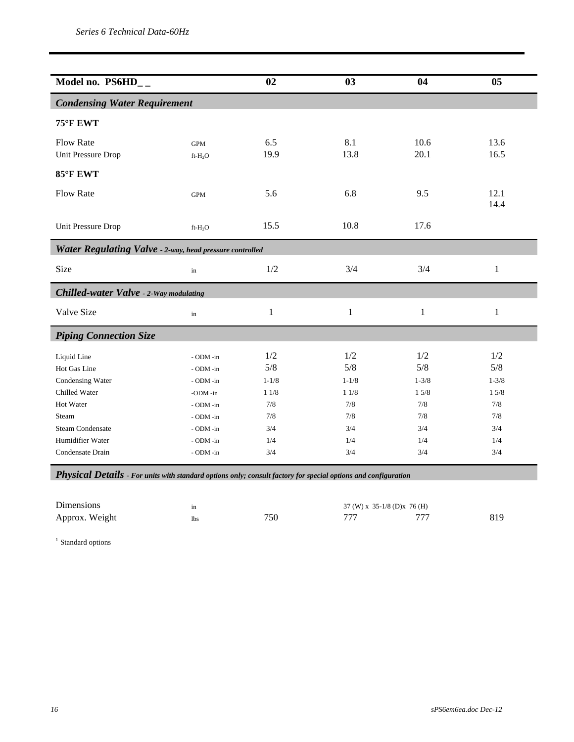| Model no. PS6HD_ _ | | 02 | 03 | 04 | 05 |
|---|---|---|---|---|---|
| ***Condensing Water Requirement*** | | | | | |
| **75°F EWT** | | | | | |
| Flow Rate | GPM | 6.5 | 8.1 | 10.6 | 13.6 |
| Unit Pressure Drop | ft-$H_2O$ | 19.9 | 13.8 | 20.1 | 16.5 |
| **85°F EWT** | | | | | |
| Flow Rate | GPM | 5.6 | 6.8 | 9.5 | 12.1<br>14.4 |
| Unit Pressure Drop | ft-$H_2O$ | 15.5 | 10.8 | 17.6 | |
| ***Water Regulating Valve** - 2-way, head pressure controlled* | | | | | |
| Size | in | 1/2 | 3/4 | 3/4 | 1 |
| ***Chilled-water Valve** - 2-Way modulating* | | | | | |
| Valve Size | in | 1 | 1 | 1 | 1 |
| ***Piping Connection Size*** | | | | | |
| Liquid Line | - ODM -in | 1/2 | 1/2 | 1/2 | 1/2 |
| Hot Gas Line | - ODM -in | 5/8 | 5/8 | 5/8 | 5/8 |
| Condensing Water | - ODM -in | 1-1/8 | 1-1/8 | 1-3/8 | 1-3/8 |
| Chilled Water | -ODM -in | 1 1/8 | 1 1/8 | 1 5/8 | 1 5/8 |
| Hot Water | - ODM -in | 7/8 | 7/8 | 7/8 | 7/8 |
| Steam | - ODM -in | 7/8 | 7/8 | 7/8 | 7/8 |
| Steam Condensate | - ODM -in | 3/4 | 3/4 | 3/4 | 3/4 |
| Humidifier Water | - ODM -in | 1/4 | 1/4 | 1/4 | 1/4 |
| Condensate Drain | - ODM -in | 3/4 | 3/4 | 3/4 | 3/4 |
| ***Physical Details** - For units with standard options only; consult factory for special options and configuration* | | | | | |
| Dimensions | in | 37 (W) x 35-1/8 (D)x 76 (H) | | | |
| Approx. Weight | lbs | 750 | 777 | 777 | 819 |

[1] Standard options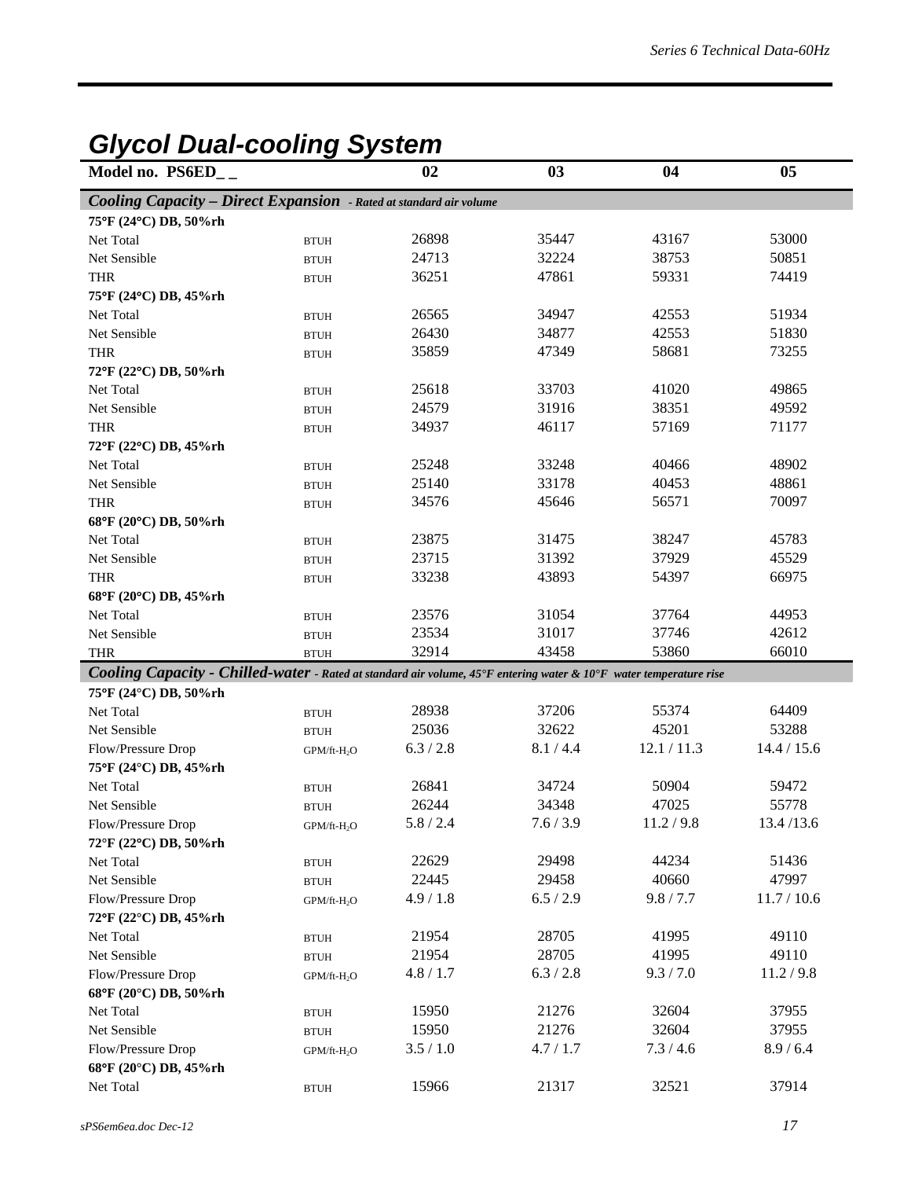# Glycol Dual-cooling System

| Model no. PS6ED_ _ | | 02 | 03 | 04 | 05 |
|---|---|---|---|---|---|
| ***Cooling Capacity – Direct Expansion** - Rated at standard air volume* | | | | | |
| **75°F (24°C) DB, 50%rh** | | | | | |
| Net Total | BTUH | 26898 | 35447 | 43167 | 53000 |
| Net Sensible | BTUH | 24713 | 32224 | 38753 | 50851 |
| THR | BTUH | 36251 | 47861 | 59331 | 74419 |
| **75°F (24°C) DB, 45%rh** | | | | | |
| Net Total | BTUH | 26565 | 34947 | 42553 | 51934 |
| Net Sensible | BTUH | 26430 | 34877 | 42553 | 51830 |
| THR | BTUH | 35859 | 47349 | 58681 | 73255 |
| **72°F (22°C) DB, 50%rh** | | | | | |
| Net Total | BTUH | 25618 | 33703 | 41020 | 49865 |
| Net Sensible | BTUH | 24579 | 31916 | 38351 | 49592 |
| THR | BTUH | 34937 | 46117 | 57169 | 71177 |
| **72°F (22°C) DB, 45%rh** | | | | | |
| Net Total | BTUH | 25248 | 33248 | 40466 | 48902 |
| Net Sensible | BTUH | 25140 | 33178 | 40453 | 48861 |
| THR | BTUH | 34576 | 45646 | 56571 | 70097 |
| **68°F (20°C) DB, 50%rh** | | | | | |
| Net Total | BTUH | 23875 | 31475 | 38247 | 45783 |
| Net Sensible | BTUH | 23715 | 31392 | 37929 | 45529 |
| THR | BTUH | 33238 | 43893 | 54397 | 66975 |
| **68°F (20°C) DB, 45%rh** | | | | | |
| Net Total | BTUH | 23576 | 31054 | 37764 | 44953 |
| Net Sensible | BTUH | 23534 | 31017 | 37746 | 42612 |
| THR | BTUH | 32914 | 43458 | 53860 | 66010 |
| ***Cooling Capacity - Chilled-water** - Rated at standard air volume, 45°F entering water & 10°F water temperature rise* | | | | | |
| **75°F (24°C) DB, 50%rh** | | | | | |
| Net Total | BTUH | 28938 | 37206 | 55374 | 64409 |
| Net Sensible | BTUH | 25036 | 32622 | 45201 | 53288 |
| Flow/Pressure Drop | GPM/ft-$H_2O$ | 6.3 / 2.8 | 8.1 / 4.4 | 12.1 / 11.3 | 14.4 / 15.6 |
| **75°F (24°C) DB, 45%rh** | | | | | |
| Net Total | BTUH | 26841 | 34724 | 50904 | 59472 |
| Net Sensible | BTUH | 26244 | 34348 | 47025 | 55778 |
| Flow/Pressure Drop | GPM/ft-$H_2O$ | 5.8 / 2.4 | 7.6 / 3.9 | 11.2 / 9.8 | 13.4 /13.6 |
| **72°F (22°C) DB, 50%rh** | | | | | |
| Net Total | BTUH | 22629 | 29498 | 44234 | 51436 |
| Net Sensible | BTUH | 22445 | 29458 | 40660 | 47997 |
| Flow/Pressure Drop | GPM/ft-$H_2O$ | 4.9 / 1.8 | 6.5 / 2.9 | 9.8 / 7.7 | 11.7 / 10.6 |
| **72°F (22°C) DB, 45%rh** | | | | | |
| Net Total | BTUH | 21954 | 28705 | 41995 | 49110 |
| Net Sensible | BTUH | 21954 | 28705 | 41995 | 49110 |
| Flow/Pressure Drop | GPM/ft-$H_2O$ | 4.8 / 1.7 | 6.3 / 2.8 | 9.3 / 7.0 | 11.2 / 9.8 |
| **68°F (20°C) DB, 50%rh** | | | | | |
| Net Total | BTUH | 15950 | 21276 | 32604 | 37955 |
| Net Sensible | BTUH | 15950 | 21276 | 32604 | 37955 |
| Flow/Pressure Drop | GPM/ft-$H_2O$ | 3.5 / 1.0 | 4.7 / 1.7 | 7.3 / 4.6 | 8.9 / 6.4 |
| **68°F (20°C) DB, 45%rh** | | | | | |
| Net Total | BTUH | 15966 | 21317 | 32521 | 37914 |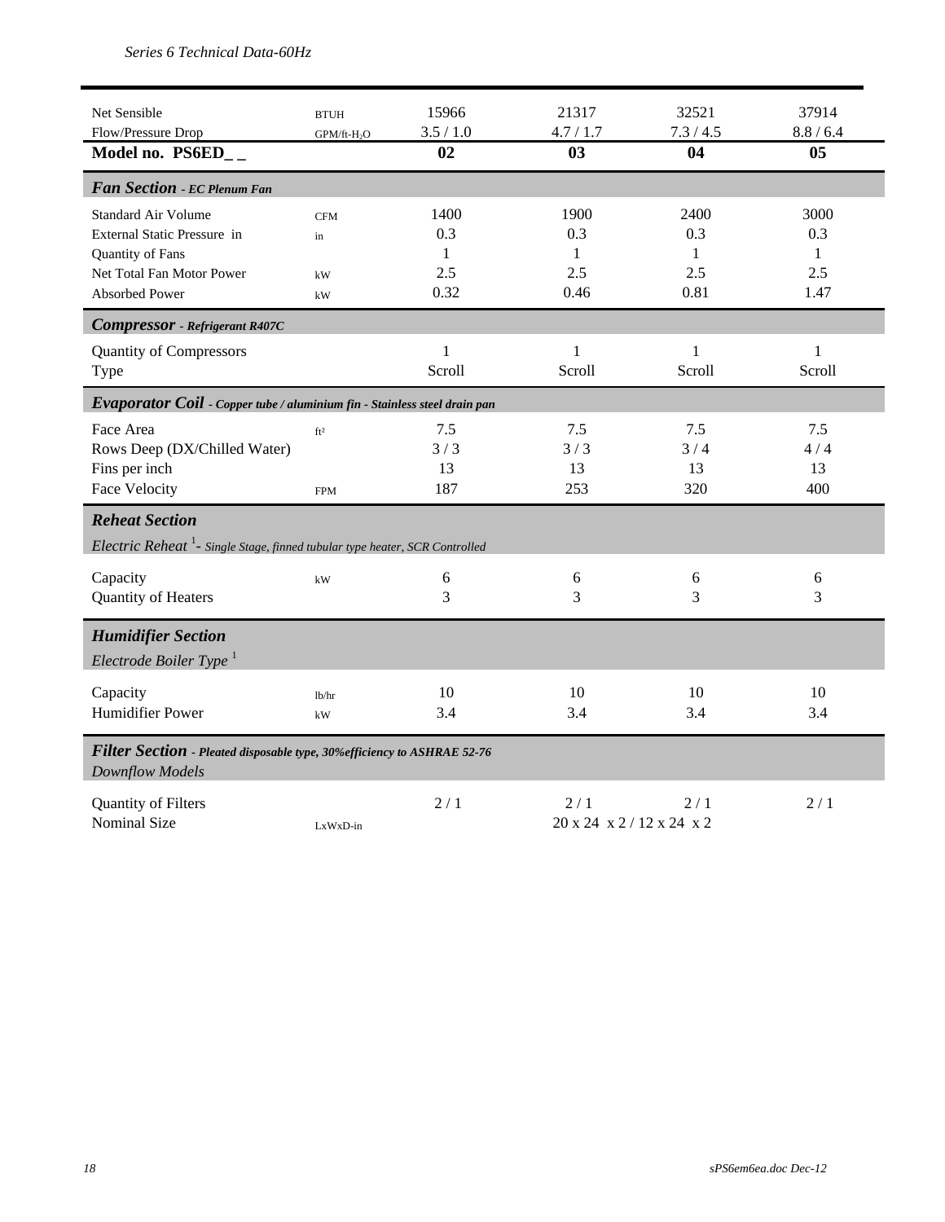*Series 6 Technical Data-60Hz*

| | | | | | |
|---|---|---|---|---|---|
| Net Sensible | BTUH | 15966 | 21317 | 32521 | 37914 |
| Flow/Pressure Drop | GPM/ft-$H_2O$ | 3.5 / 1.0 | 4.7 / 1.7 | 7.3 / 4.5 | 8.8 / 6.4 |
| **Model no. PS6ED_ _** | | **02** | **03** | **04** | **05** |
| ***Fan Section** - EC Plenum Fan* | | | | | |
| Standard Air Volume | CFM | 1400 | 1900 | 2400 | 3000 |
| External Static Pressure in | in | 0.3 | 0.3 | 0.3 | 0.3 |
| Quantity of Fans | | 1 | 1 | 1 | 1 |
| Net Total Fan Motor Power | kW | 2.5 | 2.5 | 2.5 | 2.5 |
| Absorbed Power | kW | 0.32 | 0.46 | 0.81 | 1.47 |
| ***Compressor** - Refrigerant R407C* | | | | | |
| Quantity of Compressors | | 1 | 1 | 1 | 1 |
| Type | | Scroll | Scroll | Scroll | Scroll |
| ***Evaporator Coil** - Copper tube / aluminium fin - Stainless steel drain pan* | | | | | |
| Face Area | ft² | 7.5 | 7.5 | 7.5 | 7.5 |
| Rows Deep (DX/Chilled Water) | | 3 / 3 | 3 / 3 | 3 / 4 | 4 / 4 |
| Fins per inch | | 13 | 13 | 13 | 13 |
| Face Velocity | FPM | 187 | 253 | 320 | 400 |
| ***Reheat Section*** | | | | | |
| *Electric Reheat [1]- Single Stage, finned tubular type heater, SCR Controlled* | | | | | |
| Capacity | kW | 6 | 6 | 6 | 6 |
| Quantity of Heaters | | 3 | 3 | 3 | 3 |
| ***Humidifier Section*** | | | | | |
| *Electrode Boiler Type [1]* | | | | | |
| Capacity | lb/hr | 10 | 10 | 10 | 10 |
| Humidifier Power | kW | 3.4 | 3.4 | 3.4 | 3.4 |
| ***Filter Section** - Pleated disposable type, 30%efficiency to ASHRAE 52-76* | | | | | |
| *Downflow Models* | | | | | |
| Quantity of Filters | | 2 / 1 | 2 / 1 | 2 / 1 | 2 / 1 |
| Nominal Size | LxWxD-in | 20 x 24 x 2 / 12 x 24 x 2 | | | |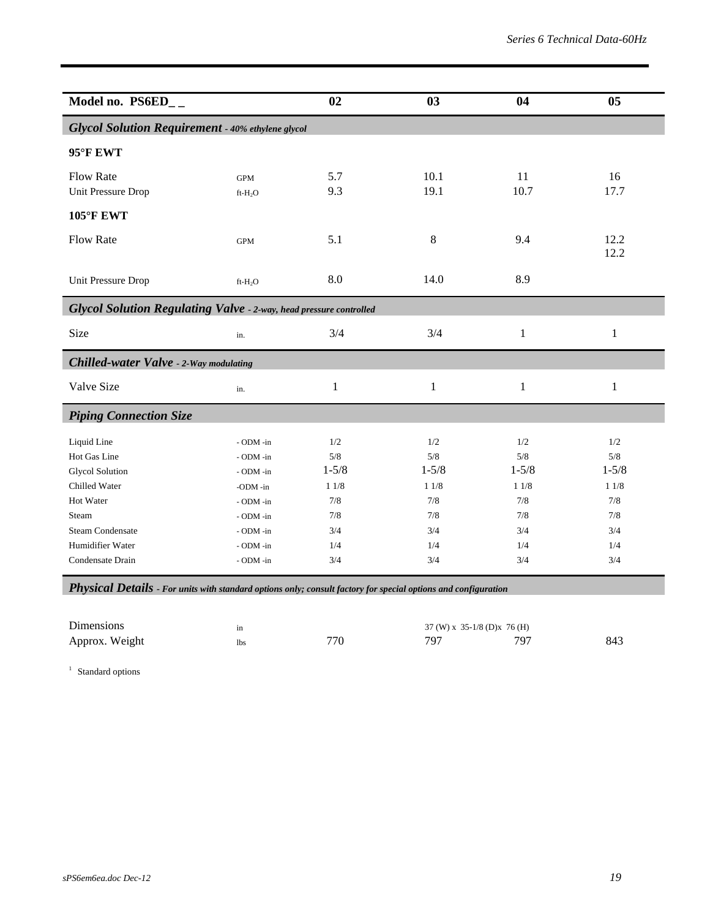| Model no. PS6ED_ _ | | 02 | 03 | 04 | 05 |
|---|---|---|---|---|---|
| ***Glycol Solution Requirement** - 40% ethylene glycol* | | | | | |
| **95°F EWT** | | | | | |
| Flow Rate | GPM | 5.7 | 10.1 | 11 | 16 |
| Unit Pressure Drop | ft-$H_2O$ | 9.3 | 19.1 | 10.7 | 17.7 |
| **105°F EWT** | | | | | |
| Flow Rate | GPM | 5.1 | 8 | 9.4 | 12.2<br>12.2 |
| Unit Pressure Drop | ft-$H_2O$ | 8.0 | 14.0 | 8.9 | |
| ***Glycol Solution Regulating Valve** - 2-way, head pressure controlled* | | | | | |
| Size | in. | 3/4 | 3/4 | 1 | 1 |
| ***Chilled-water Valve** - 2-Way modulating* | | | | | |
| Valve Size | in. | 1 | 1 | 1 | 1 |
| ***Piping Connection Size*** | | | | | |
| Liquid Line | - ODM -in | 1/2 | 1/2 | 1/2 | 1/2 |
| Hot Gas Line | - ODM -in | 5/8 | 5/8 | 5/8 | 5/8 |
| Glycol Solution | - ODM -in | 1-5/8 | 1-5/8 | 1-5/8 | 1-5/8 |
| Chilled Water | -ODM -in | 1 1/8 | 1 1/8 | 1 1/8 | 1 1/8 |
| Hot Water | - ODM -in | 7/8 | 7/8 | 7/8 | 7/8 |
| Steam | - ODM -in | 7/8 | 7/8 | 7/8 | 7/8 |
| Steam Condensate | - ODM -in | 3/4 | 3/4 | 3/4 | 3/4 |
| Humidifier Water | - ODM -in | 1/4 | 1/4 | 1/4 | 1/4 |
| Condensate Drain | - ODM -in | 3/4 | 3/4 | 3/4 | 3/4 |
| ***Physical Details** - For units with standard options only; consult factory for special options and configuration* | | | | | |
| Dimensions | in | 37 (W) x 35-1/8 (D)x 76 (H) | | | |
| Approx. Weight | lbs | 770 | 797 | 797 | 843 |

[1] Standard options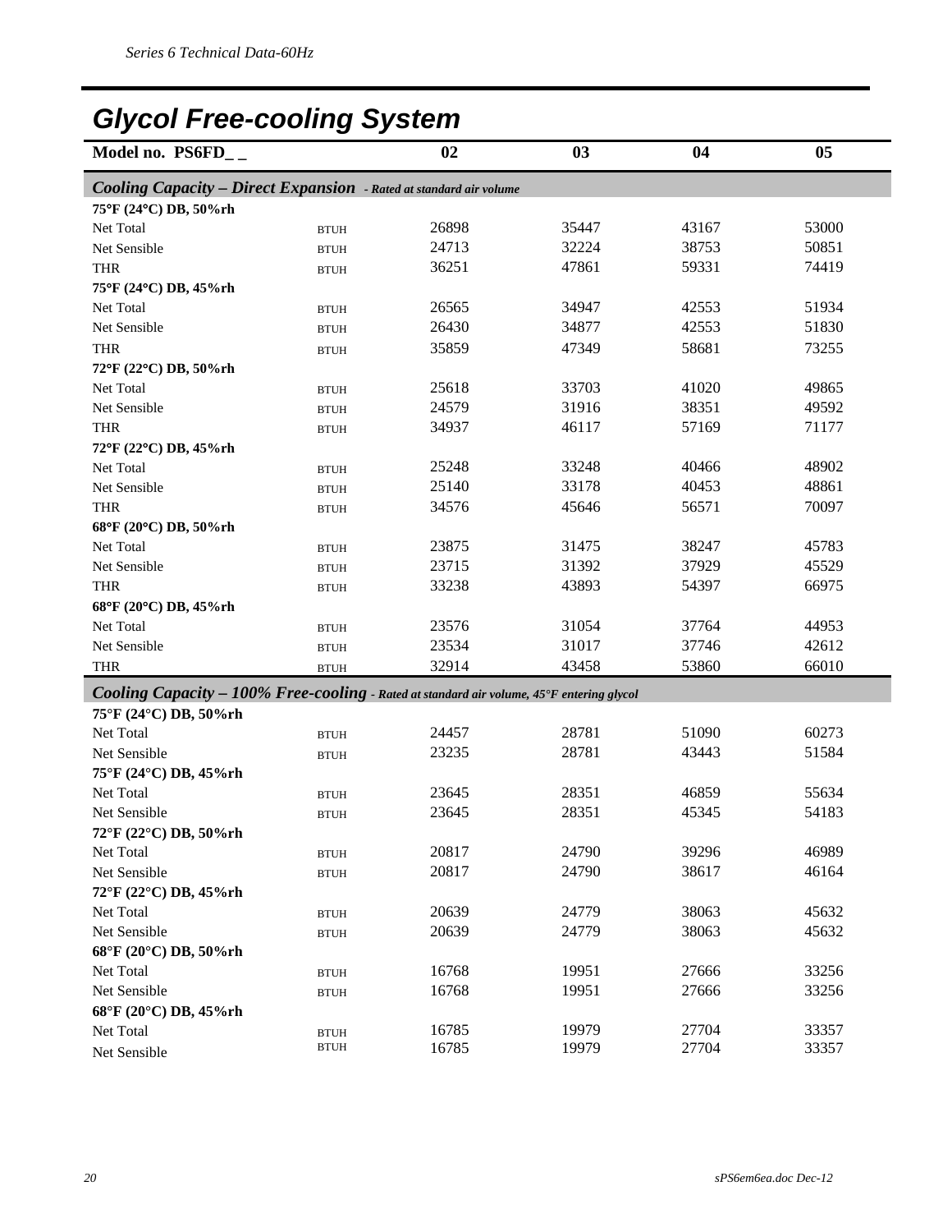# Glycol Free-cooling System

| Model no. PS6FD_ _ | | 02 | 03 | 04 | 05 |
|---|---|---|---|---|---|
| ***Cooling Capacity – Direct Expansion*** *- Rated at standard air volume* | | | | | |
| **75°F (24°C) DB, 50%rh** | | | | | |
| Net Total | BTUH | 26898 | 35447 | 43167 | 53000 |
| Net Sensible | BTUH | 24713 | 32224 | 38753 | 50851 |
| THR | BTUH | 36251 | 47861 | 59331 | 74419 |
| **75°F (24°C) DB, 45%rh** | | | | | |
| Net Total | BTUH | 26565 | 34947 | 42553 | 51934 |
| Net Sensible | BTUH | 26430 | 34877 | 42553 | 51830 |
| THR | BTUH | 35859 | 47349 | 58681 | 73255 |
| **72°F (22°C) DB, 50%rh** | | | | | |
| Net Total | BTUH | 25618 | 33703 | 41020 | 49865 |
| Net Sensible | BTUH | 24579 | 31916 | 38351 | 49592 |
| THR | BTUH | 34937 | 46117 | 57169 | 71177 |
| **72°F (22°C) DB, 45%rh** | | | | | |
| Net Total | BTUH | 25248 | 33248 | 40466 | 48902 |
| Net Sensible | BTUH | 25140 | 33178 | 40453 | 48861 |
| THR | BTUH | 34576 | 45646 | 56571 | 70097 |
| **68°F (20°C) DB, 50%rh** | | | | | |
| Net Total | BTUH | 23875 | 31475 | 38247 | 45783 |
| Net Sensible | BTUH | 23715 | 31392 | 37929 | 45529 |
| THR | BTUH | 33238 | 43893 | 54397 | 66975 |
| **68°F (20°C) DB, 45%rh** | | | | | |
| Net Total | BTUH | 23576 | 31054 | 37764 | 44953 |
| Net Sensible | BTUH | 23534 | 31017 | 37746 | 42612 |
| THR | BTUH | 32914 | 43458 | 53860 | 66010 |
| ***Cooling Capacity – 100% Free-cooling*** *- Rated at standard air volume, 45°F entering glycol* | | | | | |
| **75°F (24°C) DB, 50%rh** | | | | | |
| Net Total | BTUH | 24457 | 28781 | 51090 | 60273 |
| Net Sensible | BTUH | 23235 | 28781 | 43443 | 51584 |
| **75°F (24°C) DB, 45%rh** | | | | | |
| Net Total | BTUH | 23645 | 28351 | 46859 | 55634 |
| Net Sensible | BTUH | 23645 | 28351 | 45345 | 54183 |
| **72°F (22°C) DB, 50%rh** | | | | | |
| Net Total | BTUH | 20817 | 24790 | 39296 | 46989 |
| Net Sensible | BTUH | 20817 | 24790 | 38617 | 46164 |
| **72°F (22°C) DB, 45%rh** | | | | | |
| Net Total | BTUH | 20639 | 24779 | 38063 | 45632 |
| Net Sensible | BTUH | 20639 | 24779 | 38063 | 45632 |
| **68°F (20°C) DB, 50%rh** | | | | | |
| Net Total | BTUH | 16768 | 19951 | 27666 | 33256 |
| Net Sensible | BTUH | 16768 | 19951 | 27666 | 33256 |
| **68°F (20°C) DB, 45%rh** | | | | | |
| Net Total | BTUH | 16785 | 19979 | 27704 | 33357 |
| Net Sensible | BTUH | 16785 | 19979 | 27704 | 33357 |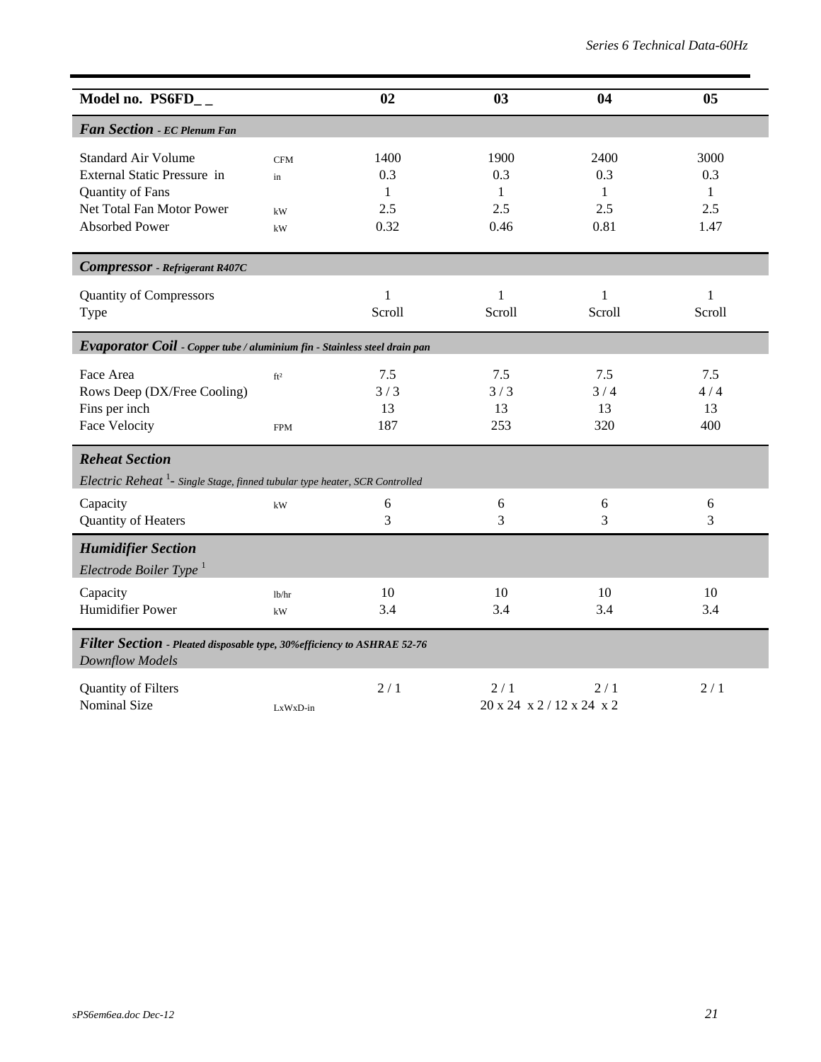| Model no. PS6FD_ _ | | 02 | 03 | 04 | 05 |
|---|---|---|---|---|---|
| ***Fan Section** - EC Plenum Fan* | | | | | |
| Standard Air Volume | CFM | 1400 | 1900 | 2400 | 3000 |
| External Static Pressure in | in | 0.3 | 0.3 | 0.3 | 0.3 |
| Quantity of Fans | | 1 | 1 | 1 | 1 |
| Net Total Fan Motor Power | kW | 2.5 | 2.5 | 2.5 | 2.5 |
| Absorbed Power | kW | 0.32 | 0.46 | 0.81 | 1.47 |
| ***Compressor** - Refrigerant R407C* | | | | | |
| Quantity of Compressors | | 1 | 1 | 1 | 1 |
| Type | | Scroll | Scroll | Scroll | Scroll |
| ***Evaporator Coil** - Copper tube / aluminium fin - Stainless steel drain pan* | | | | | |
| Face Area | ft² | 7.5 | 7.5 | 7.5 | 7.5 |
| Rows Deep (DX/Free Cooling) | | 3 / 3 | 3 / 3 | 3 / 4 | 4 / 4 |
| Fins per inch | | 13 | 13 | 13 | 13 |
| Face Velocity | FPM | 187 | 253 | 320 | 400 |
| ***Reheat Section*** | | | | | |
| *Electric Reheat [1]- Single Stage, finned tubular type heater, SCR Controlled* | | | | | |
| Capacity | kW | 6 | 6 | 6 | 6 |
| Quantity of Heaters | | 3 | 3 | 3 | 3 |
| ***Humidifier Section*** | | | | | |
| *Electrode Boiler Type [1]* | | | | | |
| Capacity | lb/hr | 10 | 10 | 10 | 10 |
| Humidifier Power | kW | 3.4 | 3.4 | 3.4 | 3.4 |
| ***Filter Section** - Pleated disposable type, 30%efficiency to ASHRAE 52-76* | | | | | |
| *Downflow Models* | | | | | |
| Quantity of Filters | | 2 / 1 | 2 / 1 | 2 / 1 | 2 / 1 |
| Nominal Size | LxWxD-in | 20 x 24 x 2 / 12 x 24 x 2 | | | |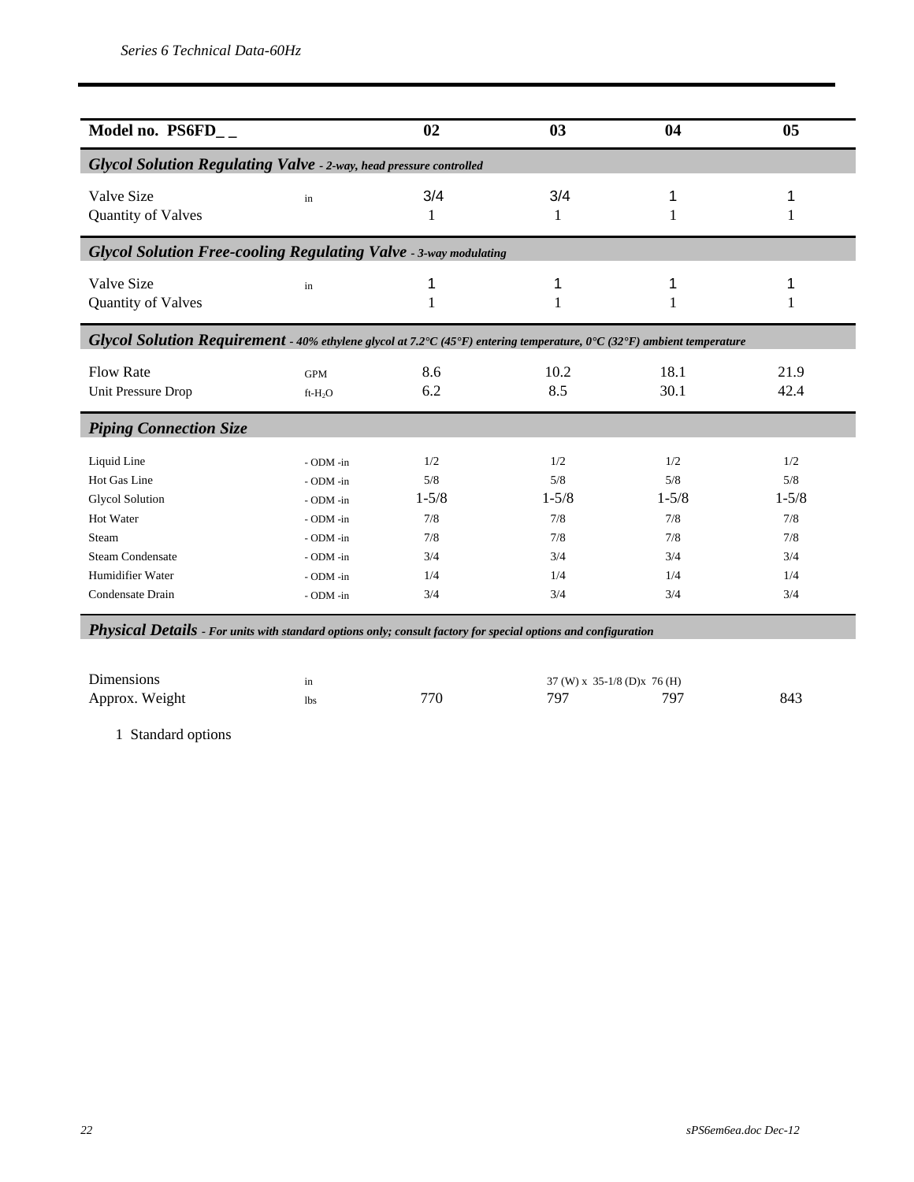| Model no. PS6FD_ _ | | 02 | 03 | 04 | 05 |
|---|---|---|---|---|---|
| ***Glycol Solution Regulating Valve** - 2-way, head pressure controlled* | | | | | |
| Valve Size | in | 3/4 | 3/4 | 1 | 1 |
| Quantity of Valves | | 1 | 1 | 1 | 1 |
| ***Glycol Solution Free-cooling Regulating Valve** - 3-way modulating* | | | | | |
| Valve Size | in | 1 | 1 | 1 | 1 |
| Quantity of Valves | | 1 | 1 | 1 | 1 |
| ***Glycol Solution Requirement** - 40% ethylene glycol at 7.2°C (45°F) entering temperature, 0°C (32°F) ambient temperature* | | | | | |
| Flow Rate | GPM | 8.6 | 10.2 | 18.1 | 21.9 |
| Unit Pressure Drop | ft-$H_2O$ | 6.2 | 8.5 | 30.1 | 42.4 |
| ***Piping Connection Size*** | | | | | |
| Liquid Line | - ODM -in | 1/2 | 1/2 | 1/2 | 1/2 |
| Hot Gas Line | - ODM -in | 5/8 | 5/8 | 5/8 | 5/8 |
| Glycol Solution | - ODM -in | 1-5/8 | 1-5/8 | 1-5/8 | 1-5/8 |
| Hot Water | - ODM -in | 7/8 | 7/8 | 7/8 | 7/8 |
| Steam | - ODM -in | 7/8 | 7/8 | 7/8 | 7/8 |
| Steam Condensate | - ODM -in | 3/4 | 3/4 | 3/4 | 3/4 |
| Humidifier Water | - ODM -in | 1/4 | 1/4 | 1/4 | 1/4 |
| Condensate Drain | - ODM -in | 3/4 | 3/4 | 3/4 | 3/4 |
| ***Physical Details** - For units with standard options only; consult factory for special options and configuration* | | | | | |
| Dimensions | in | 37 (W) x 35-1/8 (D)x 76 (H) | | | |
| Approx. Weight | lbs | 770 | 797 | 797 | 843 |

1 Standard options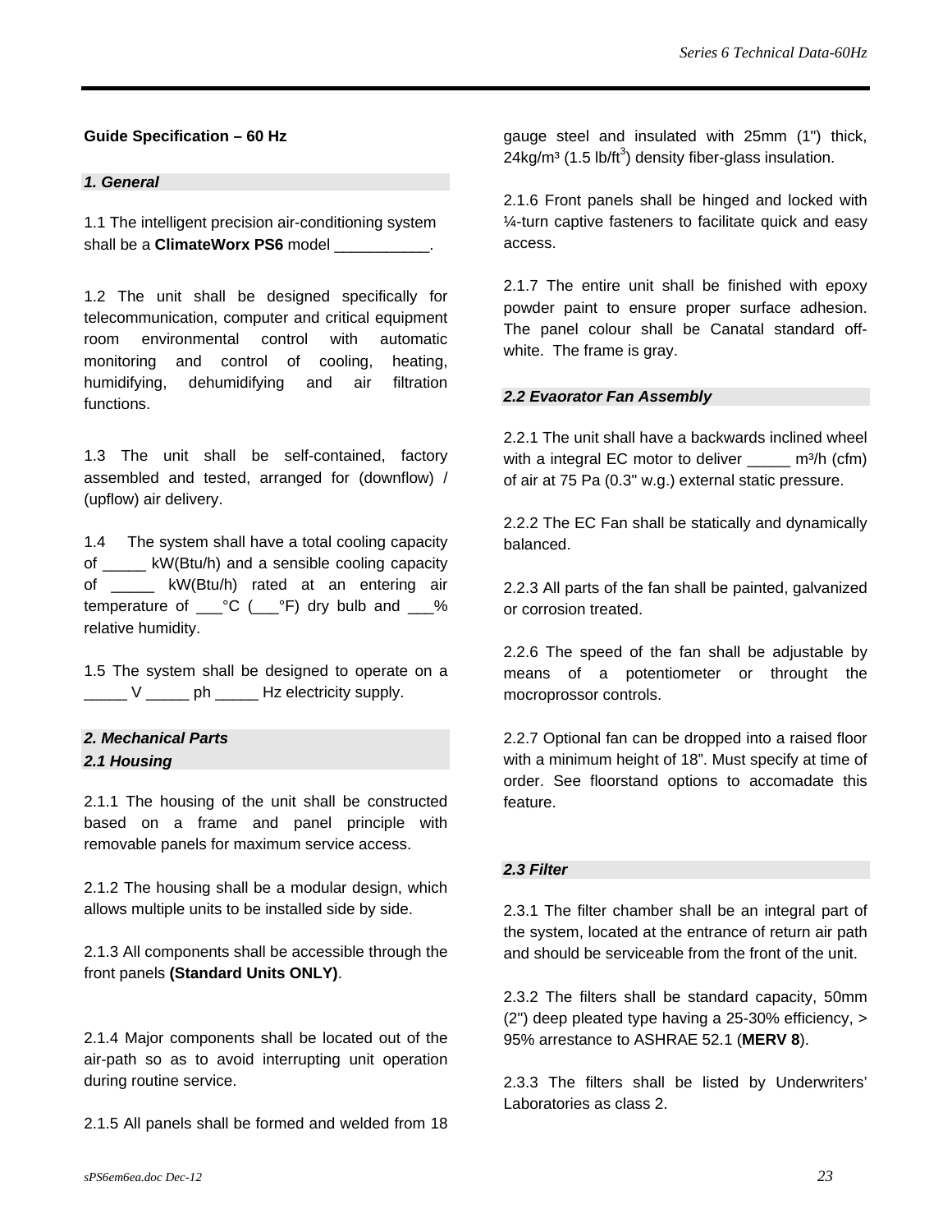## Guide Specification – 60 Hz

### *1. General*

1.1 The intelligent precision air-conditioning system shall be a **ClimateWorx PS6** model ___________.

1.2 The unit shall be designed specifically for telecommunication, computer and critical equipment room environmental control with automatic monitoring and control of cooling, heating, humidifying, dehumidifying and air filtration functions.

1.3 The unit shall be self-contained, factory assembled and tested, arranged for (downflow) / (upflow) air delivery.

1.4 The system shall have a total cooling capacity of _____ kW(Btu/h) and a sensible cooling capacity of _____ kW(Btu/h) rated at an entering air temperature of ___°C (___°F) dry bulb and ___% relative humidity.

1.5 The system shall be designed to operate on a _____ V _____ ph _____ Hz electricity supply.

### *2. Mechanical Parts*

### *2.1 Housing*

2.1.1 The housing of the unit shall be constructed based on a frame and panel principle with removable panels for maximum service access.

2.1.2 The housing shall be a modular design, which allows multiple units to be installed side by side.

2.1.3 All components shall be accessible through the front panels **(Standard Units ONLY)**.

2.1.4 Major components shall be located out of the air-path so as to avoid interrupting unit operation during routine service.

2.1.5 All panels shall be formed and welded from 18 gauge steel and insulated with 25mm (1") thick, 24kg/m³ (1.5 lb/ft³) density fiber-glass insulation.

2.1.6 Front panels shall be hinged and locked with ¼-turn captive fasteners to facilitate quick and easy access.

2.1.7 The entire unit shall be finished with epoxy powder paint to ensure proper surface adhesion. The panel colour shall be Canatal standard off-white. The frame is gray.

### *2.2 Evaorator Fan Assembly*

2.2.1 The unit shall have a backwards inclined wheel with a integral EC motor to deliver _____ m³/h (cfm) of air at 75 Pa (0.3" w.g.) external static pressure.

2.2.2 The EC Fan shall be statically and dynamically balanced.

2.2.3 All parts of the fan shall be painted, galvanized or corrosion treated.

2.2.6 The speed of the fan shall be adjustable by means of a potentiometer or throught the mocroprossor controls.

2.2.7 Optional fan can be dropped into a raised floor with a minimum height of 18". Must specify at time of order. See floorstand options to accomadate this feature.

### *2.3 Filter*

2.3.1 The filter chamber shall be an integral part of the system, located at the entrance of return air path and should be serviceable from the front of the unit.

2.3.2 The filters shall be standard capacity, 50mm (2") deep pleated type having a 25-30% efficiency, > 95% arrestance to ASHRAE 52.1 (**MERV 8**).

2.3.3 The filters shall be listed by Underwriters' Laboratories as class 2.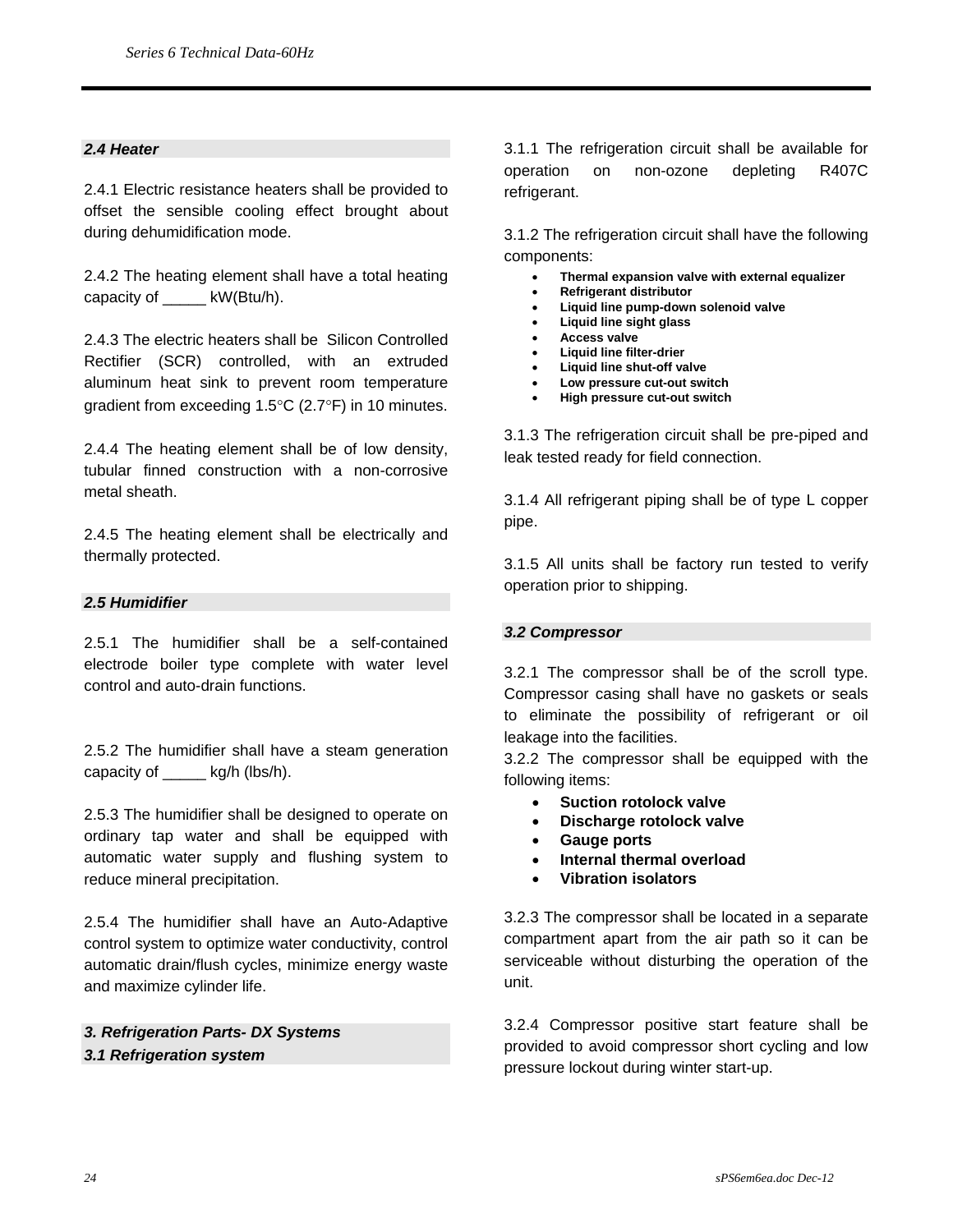### *2.4 Heater*

2.4.1 Electric resistance heaters shall be provided to offset the sensible cooling effect brought about during dehumidification mode.

2.4.2 The heating element shall have a total heating capacity of _____ kW(Btu/h).

2.4.3 The electric heaters shall be Silicon Controlled Rectifier (SCR) controlled, with an extruded aluminum heat sink to prevent room temperature gradient from exceeding 1.5°C (2.7°F) in 10 minutes.

2.4.4 The heating element shall be of low density, tubular finned construction with a non-corrosive metal sheath.

2.4.5 The heating element shall be electrically and thermally protected.

### *2.5 Humidifier*

2.5.1 The humidifier shall be a self-contained electrode boiler type complete with water level control and auto-drain functions.

2.5.2 The humidifier shall have a steam generation capacity of _____ kg/h (lbs/h).

2.5.3 The humidifier shall be designed to operate on ordinary tap water and shall be equipped with automatic water supply and flushing system to reduce mineral precipitation.

2.5.4 The humidifier shall have an Auto-Adaptive control system to optimize water conductivity, control automatic drain/flush cycles, minimize energy waste and maximize cylinder life.

## *3. Refrigeration Parts- DX Systems*

### *3.1 Refrigeration system*

3.1.1 The refrigeration circuit shall be available for operation on non-ozone depleting R407C refrigerant.

3.1.2 The refrigeration circuit shall have the following components:

- **Thermal expansion valve with external equalizer**
- **Refrigerant distributor**
- **Liquid line pump-down solenoid valve**
- **Liquid line sight glass**
- **Access valve**
- **Liquid line filter-drier**
- **Liquid line shut-off valve**
- **Low pressure cut-out switch**
- **High pressure cut-out switch**

3.1.3 The refrigeration circuit shall be pre-piped and leak tested ready for field connection.

3.1.4 All refrigerant piping shall be of type L copper pipe.

3.1.5 All units shall be factory run tested to verify operation prior to shipping.

### *3.2 Compressor*

3.2.1 The compressor shall be of the scroll type. Compressor casing shall have no gaskets or seals to eliminate the possibility of refrigerant or oil leakage into the facilities.

3.2.2 The compressor shall be equipped with the following items:

- **Suction rotolock valve**
- **Discharge rotolock valve**
- **Gauge ports**
- **Internal thermal overload**
- **Vibration isolators**

3.2.3 The compressor shall be located in a separate compartment apart from the air path so it can be serviceable without disturbing the operation of the unit.

3.2.4 Compressor positive start feature shall be provided to avoid compressor short cycling and low pressure lockout during winter start-up.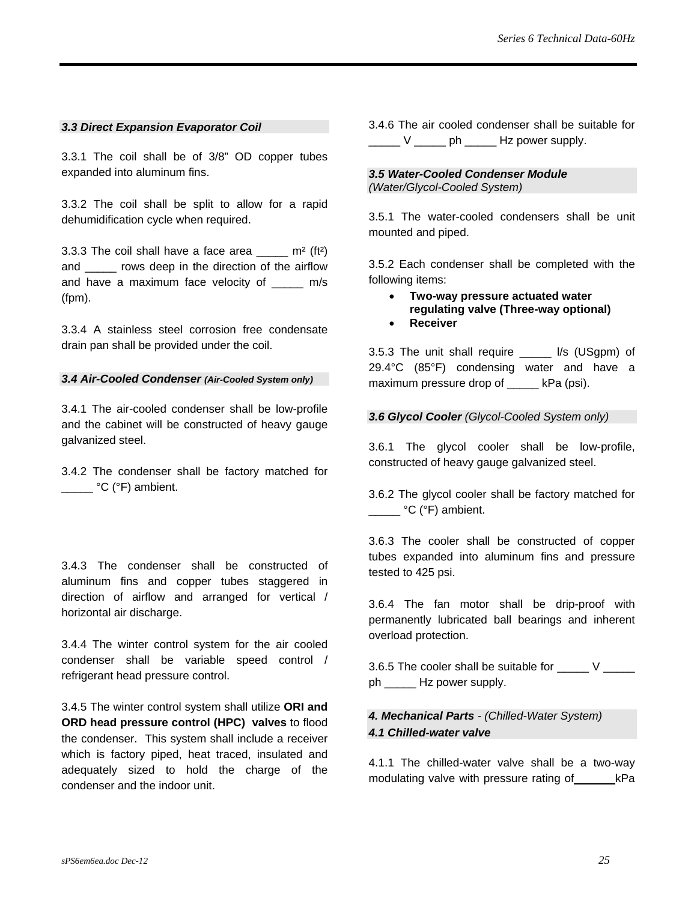### *3.3 Direct Expansion Evaporator Coil*

3.3.1 The coil shall be of 3/8" OD copper tubes expanded into aluminum fins.

3.3.2 The coil shall be split to allow for a rapid dehumidification cycle when required.

3.3.3 The coil shall have a face area _____ m² (ft²) and _____ rows deep in the direction of the airflow and have a maximum face velocity of _____ m/s (fpm).

3.3.4 A stainless steel corrosion free condensate drain pan shall be provided under the coil.

### *3.4 Air-Cooled Condenser (Air-Cooled System only)*

3.4.1 The air-cooled condenser shall be low-profile and the cabinet will be constructed of heavy gauge galvanized steel.

3.4.2 The condenser shall be factory matched for _____ °C (°F) ambient.

3.4.3 The condenser shall be constructed of aluminum fins and copper tubes staggered in direction of airflow and arranged for vertical / horizontal air discharge.

3.4.4 The winter control system for the air cooled condenser shall be variable speed control / refrigerant head pressure control.

3.4.5 The winter control system shall utilize **ORI and ORD head pressure control (HPC) valves** to flood the condenser. This system shall include a receiver which is factory piped, heat traced, insulated and adequately sized to hold the charge of the condenser and the indoor unit.

3.4.6 The air cooled condenser shall be suitable for _____ V _____ ph _____ Hz power supply.

### *3.5 Water-Cooled Condenser Module*
*(Water/Glycol-Cooled System)*

3.5.1 The water-cooled condensers shall be unit mounted and piped.

3.5.2 Each condenser shall be completed with the following items:

- **Two-way pressure actuated water regulating valve (Three-way optional)**
- **Receiver**

3.5.3 The unit shall require _____ l/s (USgpm) of 29.4°C (85°F) condensing water and have a maximum pressure drop of _____ kPa (psi).

### *3.6 Glycol Cooler (Glycol-Cooled System only)*

3.6.1 The glycol cooler shall be low-profile, constructed of heavy gauge galvanized steel.

3.6.2 The glycol cooler shall be factory matched for _____ °C (°F) ambient.

3.6.3 The cooler shall be constructed of copper tubes expanded into aluminum fins and pressure tested to 425 psi.

3.6.4 The fan motor shall be drip-proof with permanently lubricated ball bearings and inherent overload protection.

3.6.5 The cooler shall be suitable for _____ V _____ ph _____ Hz power supply.

## *4. Mechanical Parts - (Chilled-Water System)*

### *4.1 Chilled-water valve*

4.1.1 The chilled-water valve shall be a two-way modulating valve with pressure rating of ______ kPa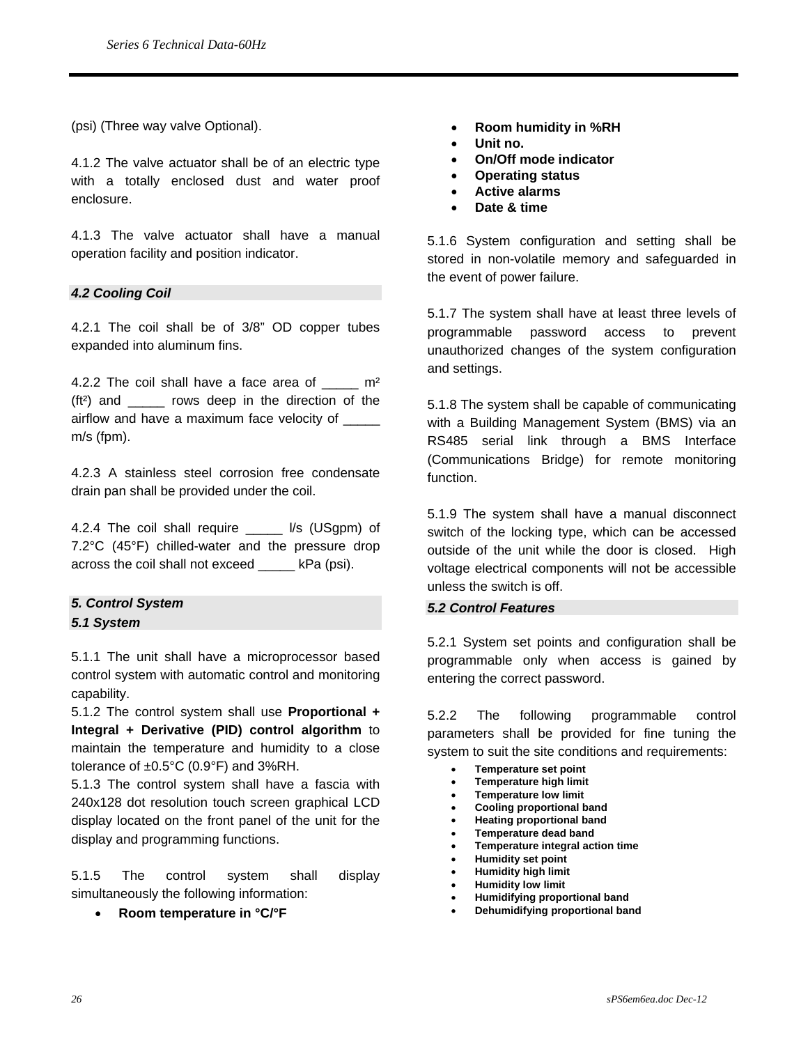(psi) (Three way valve Optional).

4.1.2 The valve actuator shall be of an electric type with a totally enclosed dust and water proof enclosure.

4.1.3 The valve actuator shall have a manual operation facility and position indicator.

### *4.2 Cooling Coil*

4.2.1 The coil shall be of 3/8" OD copper tubes expanded into aluminum fins.

4.2.2 The coil shall have a face area of _____ m² (ft²) and _____ rows deep in the direction of the airflow and have a maximum face velocity of _____ m/s (fpm).

4.2.3 A stainless steel corrosion free condensate drain pan shall be provided under the coil.

4.2.4 The coil shall require _____ l/s (USgpm) of 7.2°C (45°F) chilled-water and the pressure drop across the coil shall not exceed _____ kPa (psi).

## *5. Control System*

### *5.1 System*

5.1.1 The unit shall have a microprocessor based control system with automatic control and monitoring capability.

5.1.2 The control system shall use **Proportional + Integral + Derivative (PID) control algorithm** to maintain the temperature and humidity to a close tolerance of ±0.5°C (0.9°F) and 3%RH.

5.1.3 The control system shall have a fascia with 240x128 dot resolution touch screen graphical LCD display located on the front panel of the unit for the display and programming functions.

5.1.5 The control system shall display simultaneously the following information:

- **Room temperature in °C/°F**
- **Room humidity in %RH**
- **Unit no.**
- **On/Off mode indicator**
- **Operating status**
- **Active alarms**
- **Date & time**

5.1.6 System configuration and setting shall be stored in non-volatile memory and safeguarded in the event of power failure.

5.1.7 The system shall have at least three levels of programmable password access to prevent unauthorized changes of the system configuration and settings.

5.1.8 The system shall be capable of communicating with a Building Management System (BMS) via an RS485 serial link through a BMS Interface (Communications Bridge) for remote monitoring function.

5.1.9 The system shall have a manual disconnect switch of the locking type, which can be accessed outside of the unit while the door is closed. High voltage electrical components will not be accessible unless the switch is off.

### *5.2 Control Features*

5.2.1 System set points and configuration shall be programmable only when access is gained by entering the correct password.

5.2.2 The following programmable control parameters shall be provided for fine tuning the system to suit the site conditions and requirements:

- **Temperature set point**
- **Temperature high limit**
- **Temperature low limit**
- **Cooling proportional band**
- **Heating proportional band**
- **Temperature dead band**
- **Temperature integral action time**
- **Humidity set point**
- **Humidity high limit**
- **Humidity low limit**
- **Humidifying proportional band**
- **Dehumidifying proportional band**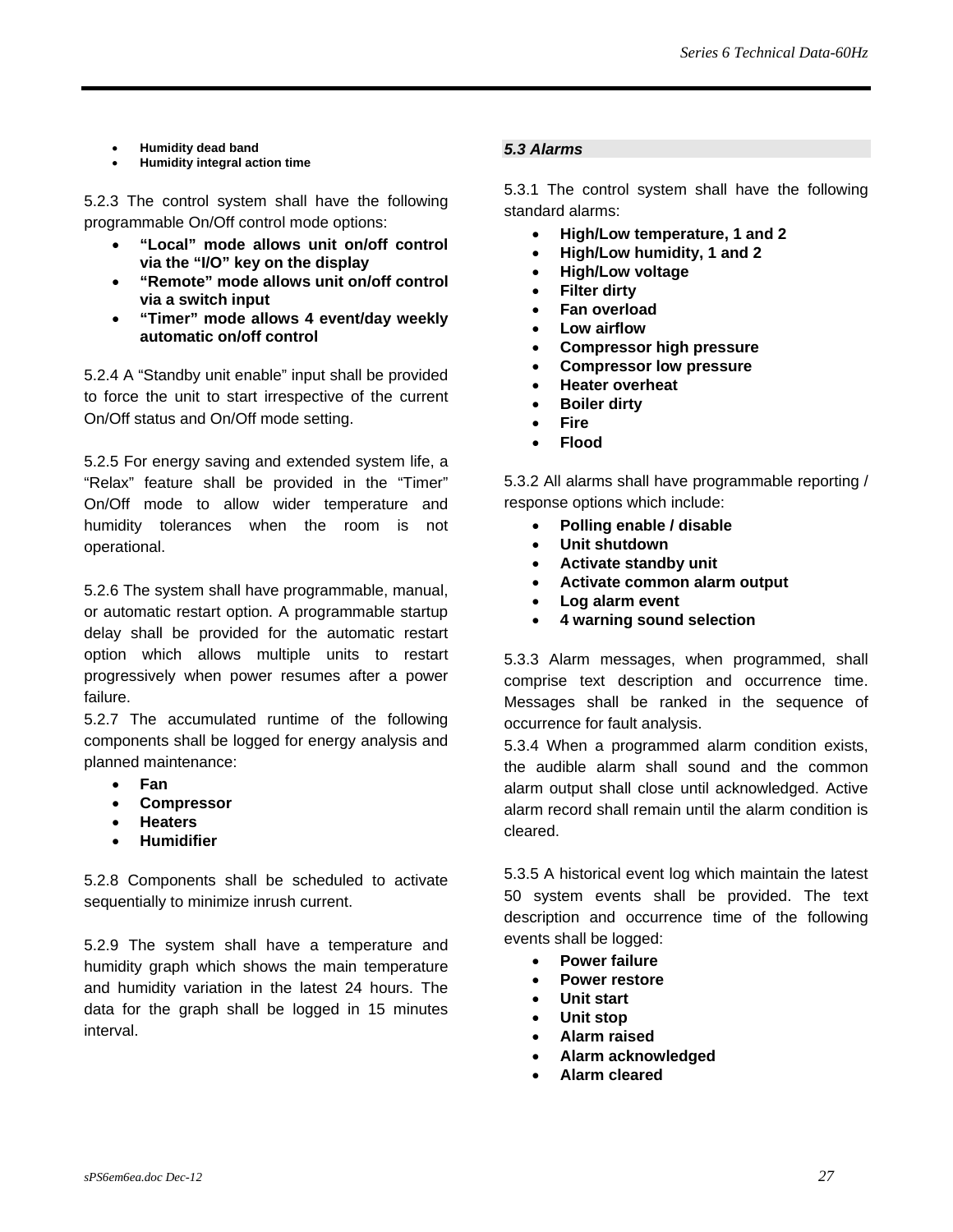- **Humidity dead band**
- **Humidity integral action time**

5.2.3 The control system shall have the following programmable On/Off control mode options:

- **"Local" mode allows unit on/off control via the "I/O" key on the display**
- **"Remote" mode allows unit on/off control via a switch input**
- **"Timer" mode allows 4 event/day weekly automatic on/off control**

5.2.4 A "Standby unit enable" input shall be provided to force the unit to start irrespective of the current On/Off status and On/Off mode setting.

5.2.5 For energy saving and extended system life, a "Relax" feature shall be provided in the "Timer" On/Off mode to allow wider temperature and humidity tolerances when the room is not operational.

5.2.6 The system shall have programmable, manual, or automatic restart option. A programmable startup delay shall be provided for the automatic restart option which allows multiple units to restart progressively when power resumes after a power failure.

5.2.7 The accumulated runtime of the following components shall be logged for energy analysis and planned maintenance:

- **Fan**
- **Compressor**
- **Heaters**
- **Humidifier**

5.2.8 Components shall be scheduled to activate sequentially to minimize inrush current.

5.2.9 The system shall have a temperature and humidity graph which shows the main temperature and humidity variation in the latest 24 hours. The data for the graph shall be logged in 15 minutes interval.

### *5.3 Alarms*

5.3.1 The control system shall have the following standard alarms:

- **High/Low temperature, 1 and 2**
- **High/Low humidity, 1 and 2**
- **High/Low voltage**
- **Filter dirty**
- **Fan overload**
- **Low airflow**
- **Compressor high pressure**
- **Compressor low pressure**
- **Heater overheat**
- **Boiler dirty**
- **Fire**
- **Flood**

5.3.2 All alarms shall have programmable reporting / response options which include:

- **Polling enable / disable**
- **Unit shutdown**
- **Activate standby unit**
- **Activate common alarm output**
- **Log alarm event**
- **4 warning sound selection**

5.3.3 Alarm messages, when programmed, shall comprise text description and occurrence time. Messages shall be ranked in the sequence of occurrence for fault analysis.

5.3.4 When a programmed alarm condition exists, the audible alarm shall sound and the common alarm output shall close until acknowledged. Active alarm record shall remain until the alarm condition is cleared.

5.3.5 A historical event log which maintain the latest 50 system events shall be provided. The text description and occurrence time of the following events shall be logged:

- **Power failure**
- **Power restore**
- **Unit start**
- **Unit stop**
- **Alarm raised**
- **Alarm acknowledged**
- **Alarm cleared**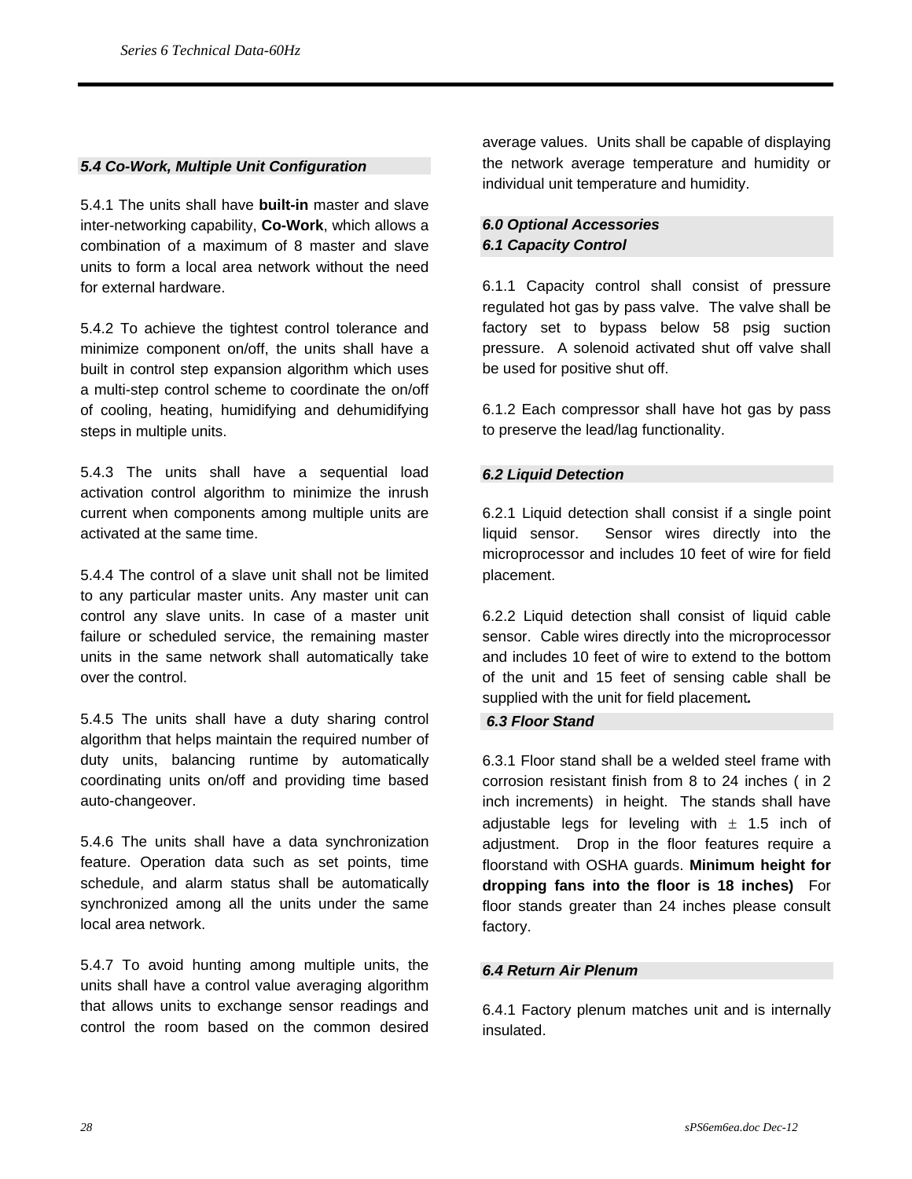### *5.4 Co-Work, Multiple Unit Configuration*

5.4.1 The units shall have **built-in** master and slave inter-networking capability, **Co-Work**, which allows a combination of a maximum of 8 master and slave units to form a local area network without the need for external hardware.

5.4.2 To achieve the tightest control tolerance and minimize component on/off, the units shall have a built in control step expansion algorithm which uses a multi-step control scheme to coordinate the on/off of cooling, heating, humidifying and dehumidifying steps in multiple units.

5.4.3 The units shall have a sequential load activation control algorithm to minimize the inrush current when components among multiple units are activated at the same time.

5.4.4 The control of a slave unit shall not be limited to any particular master units. Any master unit can control any slave units. In case of a master unit failure or scheduled service, the remaining master units in the same network shall automatically take over the control.

5.4.5 The units shall have a duty sharing control algorithm that helps maintain the required number of duty units, balancing runtime by automatically coordinating units on/off and providing time based auto-changeover.

5.4.6 The units shall have a data synchronization feature. Operation data such as set points, time schedule, and alarm status shall be automatically synchronized among all the units under the same local area network.

5.4.7 To avoid hunting among multiple units, the units shall have a control value averaging algorithm that allows units to exchange sensor readings and control the room based on the common desired average values. Units shall be capable of displaying the network average temperature and humidity or individual unit temperature and humidity.

## *6.0 Optional Accessories*

### *6.1 Capacity Control*

6.1.1 Capacity control shall consist of pressure regulated hot gas by pass valve. The valve shall be factory set to bypass below 58 psig suction pressure. A solenoid activated shut off valve shall be used for positive shut off.

6.1.2 Each compressor shall have hot gas by pass to preserve the lead/lag functionality.

### *6.2 Liquid Detection*

6.2.1 Liquid detection shall consist if a single point liquid sensor. Sensor wires directly into the microprocessor and includes 10 feet of wire for field placement.

6.2.2 Liquid detection shall consist of liquid cable sensor. Cable wires directly into the microprocessor and includes 10 feet of wire to extend to the bottom of the unit and 15 feet of sensing cable shall be supplied with the unit for field placement***.***

### *6.3 Floor Stand*

6.3.1 Floor stand shall be a welded steel frame with corrosion resistant finish from 8 to 24 inches ( in 2 inch increments) in height. The stands shall have adjustable legs for leveling with ± 1.5 inch of adjustment. Drop in the floor features require a floorstand with OSHA guards. **Minimum height for dropping fans into the floor is 18 inches)** For floor stands greater than 24 inches please consult factory.

### *6.4 Return Air Plenum*

6.4.1 Factory plenum matches unit and is internally insulated.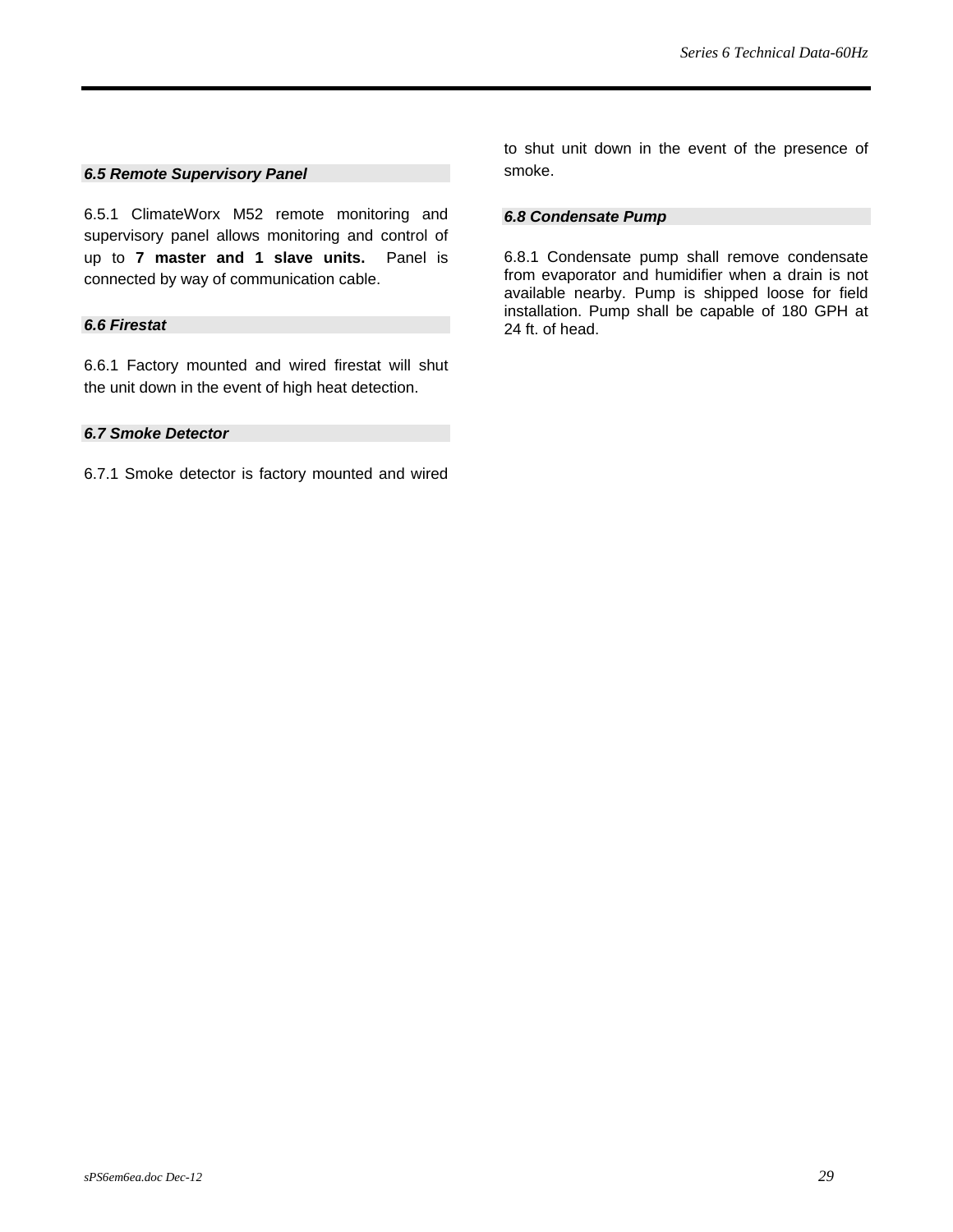### *6.5 Remote Supervisory Panel*

6.5.1 ClimateWorx M52 remote monitoring and supervisory panel allows monitoring and control of up to **7 master and 1 slave units.** Panel is connected by way of communication cable.

### *6.6 Firestat*

6.6.1 Factory mounted and wired firestat will shut the unit down in the event of high heat detection.

### *6.7 Smoke Detector*

6.7.1 Smoke detector is factory mounted and wired to shut unit down in the event of the presence of smoke.

### *6.8 Condensate Pump*

6.8.1 Condensate pump shall remove condensate from evaporator and humidifier when a drain is not available nearby. Pump is shipped loose for field installation. Pump shall be capable of 180 GPH at 24 ft. of head.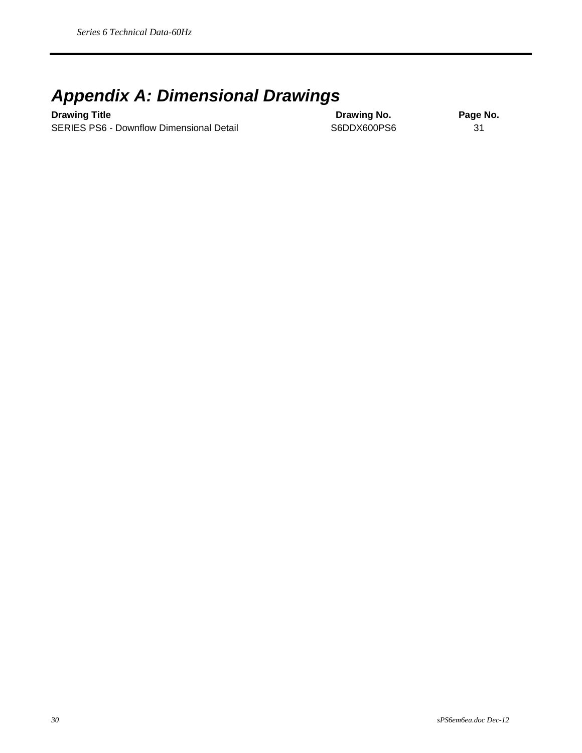# Appendix A: Dimensional Drawings

| Drawing Title | Drawing No. | Page No. |
|---|---|---|
| SERIES PS6 - Downflow Dimensional Detail | S6DDX600PS6 | 31 |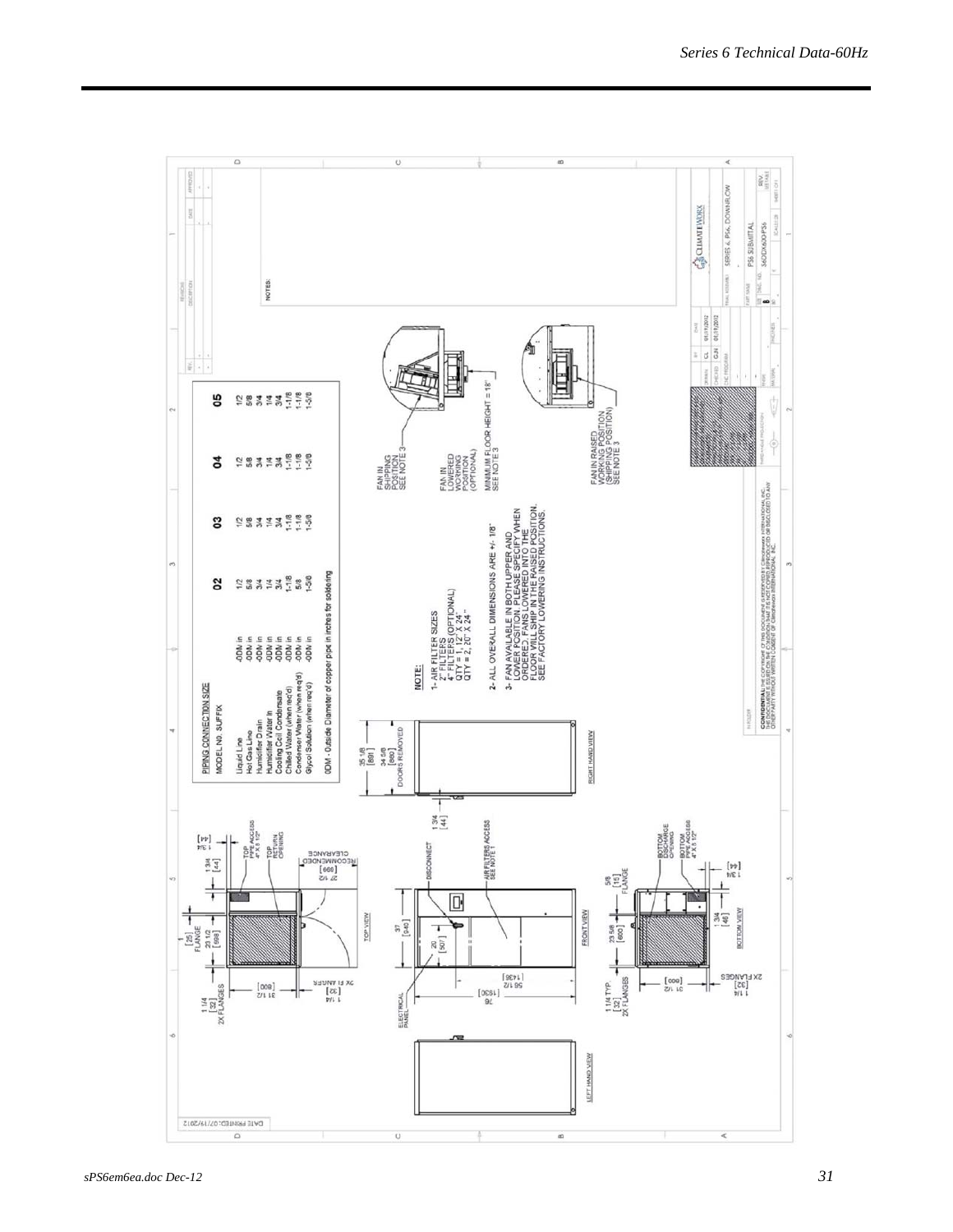PIPING CONNECTION SIZE

| MODEL NO. SUFFIX | | 02 | 03 | 04 | 05 |
|---|---|---|---|---|---|
| Liquid Line | ODN in | 1/2 | 1/2 | 1/2 | 1/2 |
| Hot Gas Line | ODN in | 5/8 | 5/8 | 5/8 | 5/8 |
| Humidifier Drain | ODN in | 3/4 | 3/4 | 3/4 | 3/4 |
| Humidifier Water in | ODN in | 1/4 | 1/4 | 1/4 | 1/4 |
| Cooling Coil Condensate | ODN in | 3/4 | 3/4 | 3/4 | 3/4 |
| Chilled Water (when req'd) | ODN in | 1-1/8 | 1-1/8 | 1-1/8 | 1-1/8 |
| Condenser Water (when req'd) | ODN in | 5/8 | 1-1/8 | 1-1/8 | 1-1/8 |
| Glycol Solution (when req'd) | ODN in | 1-5/8 | 1-5/8 | 1-5/8 | 1-5/8 |

ODN - Outside Diameter of copper pipe in inches for soldering

**NOTE:**

1- AIR FILTER SIZES
2" FILTERS
4" FILTERS (OPTIONAL)
QTY = 1, 12" X 24"
QTY = 2, 20" X 24"

2- ALL OVERALL DIMENSIONS ARE +/- 1/8"

3- FAN AVAILABLE IN BOTH UPPER AND LOWER POSITION. PLEASE SPECIFY WHEN ORDERED. FANS LOWERED INTO THE FLOOR WILL SHIP IN THE RAISED POSITION. SEE FACTORY LOWERING INSTRUCTIONS.

FAN IN SHIPPING POSITION SEE NOTE 3

FAN IN LOWERED WORKING POSITION (OPTIONAL)

MINIMUM FLOOR HEIGHT = 18" SEE NOTE 3

FAN IN RAISED WORKING POSITION (SHIPPING POSITION) SEE NOTE 3

TOP VIEW: 1 [25] FLANGE; 23 1/2 [598]; 1 1/4 [32] 2X FLANGES; 31 1/2 [800]; 1 1/4 [32] 2X FLANGES; 1 3/4 [44]; 1 3/4 [44]; TOP PIPE ACCESS 4" X 8 1/2"; TOP RETURN OPENING; 35 1/2 [899] RECOMMENDED CLEARANCE

FRONT VIEW: ELECTRICAL PANEL; DISCONNECT; AIR FILTERS ACCESS SEE NOTE 1; 37 [940]; 20 [507]; 56 1/2 [1436]; 76 [1930]; 1 3/4 [44]

BOTTOM VIEW: 5/8 [15] FLANGE; 23 5/8 [600]; 1 1/4 TYP. [32] 2X FLANGES; 31 1/2 [800]; 1 1/4 [32] 2X FLANGES; 1 3/4 [46]; 1 3/4 [44]; BOTTOM DISCHARGE OPENING; BOTTOM PIPE ACCESS 4" X 8 1/2"

RIGHT HAND VIEW: 35 1/8 [891]; 34 5/8 [880] DOORS REMOVED

LEFT HAND VIEW

NOTES:

CLIMATEWORX

SERIES 6, PS6, DOWNFLOW

PS6 SUBMITTAL

S6OXD6OOPS6

DRAWN CL 01/19/2012
CHECKED GJN 01/19/2012

CONFIDENTIAL THE COPYRIGHT OF THIS DOCUMENT IS RESERVED BY ClimateWorx INTERNATIONAL INC. THE DOCUMENT IS ISSUED ON THE CONDITION THAT IT IS NOT COPIED, REPRODUCED OR DISCLOSED TO ANY OTHER PARTY WITHOUT WRITTEN CONSENT OF ClimateWorx INTERNATIONAL INC.

DATE PRINTED: 07/19/2012